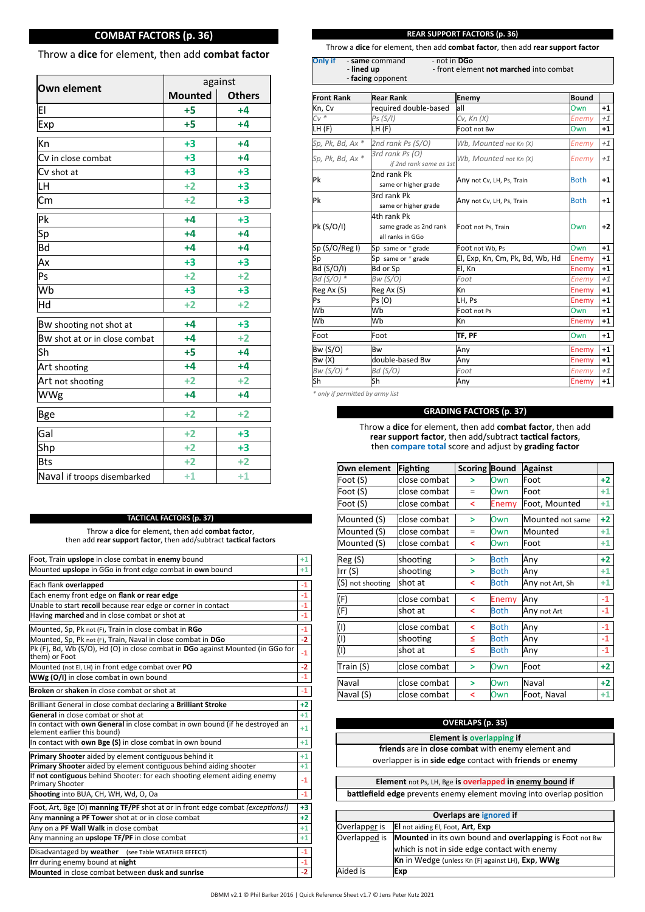## COMBAT FACTORS (p. 36)

Throw a **dice** for element, then add **combat factor**

| Own element | against Mounted | against Others |
|---|---|---|
| El | +5 | +4 |
| Exp | +5 | +4 |
| Kn | +3 | +4 |
| Cv in close combat | +3 | +4 |
| Cv shot at | +3 | +3 |
| LH | +2 | +3 |
| Cm | +2 | +3 |
| Pk | +4 | +3 |
| Sp | +4 | +4 |
| Bd | +4 | +4 |
| Ax | +3 | +3 |
| Ps | +2 | +2 |
| Wb | +3 | +3 |
| Hd | +2 | +2 |
| Bw shooting not shot at | +4 | +3 |
| Bw shot at or in close combat | +4 | +2 |
| Sh | +5 | +4 |
| Art shooting | +4 | +4 |
| Art not shooting | +2 | +2 |
| WWg | +4 | +4 |
| Bge | +2 | +2 |
| Gal | +2 | +3 |
| Shp | +2 | +3 |
| Bts | +2 | +2 |
| Naval if troops disembarked | +1 | +1 |

## TACTICAL FACTORS (p. 37)

Throw a **dice** for element, then add **combat factor**, then add **rear support factor**, then add/subtract **tactical factors**

| Factor | |
|---|---|
| Foot, Train **upslope** in close combat in **enemy** bound | +1 |
| Mounted **upslope** in GGo in front edge combat in **own** bound | +1 |
| Each flank **overlapped** | -1 |
| Each enemy front edge on **flank or rear edge** | -1 |
| Unable to start **recoil** because rear edge or corner in contact | -1 |
| Having **marched** and in close combat or shot at | -1 |
| Mounted, Sp, Pk not (F), Train in close combat in **RGo** | -1 |
| Mounted, Sp, Pk not (F), Train, Naval in close combat in **DGo** | -2 |
| Pk (F), Bd, Wb (S/O), Hd (O) in close combat in **DGo** against Mounted (in GGo for them) or Foot | -1 |
| Mounted (not El, LH) in front edge combat over **PO** | -2 |
| **WWg (O/I)** in close combat in own bound | -1 |
| **Broken** or **shaken** in close combat or shot at | -1 |
| **Brilliant General** in close combat declaring a **Brilliant Stroke** | +2 |
| **General** in close combat or shot at | +1 |
| In contact with **own General** in close combat in own bound (if he destroyed an element earlier this bound) | +1 |
| In contact with **own Bge (S)** in close combat in own bound | +1 |
| **Primary Shooter** aided by element contiguous behind it | +1 |
| **Primary Shooter** aided by element contiguous behind aiding shooter | +1 |
| If **not contiguous** behind Shooter: for each shooting element aiding enemy Primary Shooter | -1 |
| **Shooting** into BUA, CH, WH, Wd, O, Oa | -1 |
| Foot, Art, Bge (O) **manning TF/PF** shot at or in front edge combat *(exceptions!)* | +3 |
| Any **manning** a **PF Tower** shot at or in close combat | +2 |
| Any on a **PF Wall Walk** in close combat | +1 |
| Any manning an **upslope TF/PF** in close combat | +1 |
| Disadvantaged by **weather** (see Table WEATHER EFFECT) | -1 |
| **Irr** during enemy bound at **night** | -1 |
| **Mounted** in close combat between **dusk and sunrise** | -2 |

## REAR SUPPORT FACTORS (p. 36)

Throw a **dice** for element, then add **combat factor**, then add **rear support factor**

**Only if**
- **same** command
- **lined up**
- **facing** opponent
- not in **DGo**
- front element **not marched** into combat

| Front Rank | Rear Rank | Enemy | Bound | |
|---|---|---|---|---|
| Kn, Cv | required double-based | all | Own | +1 |
| *Cv \** | *Ps (S/I)* | *Cv, Kn (X)* | *Enemy* | *+1* |
| LH (F) | LH (F) | Foot not Bw | Own | +1 |
| *Sp, Pk, Bd, Ax \** | *2nd rank Ps (S/O)* | *Wb, Mounted not Kn (X)* | *Enemy* | *+1* |
| *Sp, Pk, Bd, Ax \** | *3rd rank Ps (O) if 2nd rank same as 1st* | *Wb, Mounted not Kn (X)* | *Enemy* | *+1* |
| Pk | 2nd rank Pk same or higher grade | Any not Cv, LH, Ps, Train | Both | +1 |
| Pk | 3rd rank Pk same or higher grade | Any not Cv, LH, Ps, Train | Both | +1 |
| Pk (S/O/I) | 4th rank Pk same grade as 2nd rank all ranks in GGo | Foot not Ps, Train | Own | +2 |
| Sp (S/O/Reg I) | Sp same or * grade | Foot not Wb, Ps | Own | +1 |
| Sp | Sp same or * grade | El, Exp, Kn, Cm, Pk, Bd, Wb, Hd | Enemy | +1 |
| Bd (S/O/I) | Bd or Sp | El, Kn | Enemy | +1 |
| *Bd (S/O) \** | *Bw (S/O)* | *Foot* | *Enemy* | *+1* |
| Reg Ax (S) | Reg Ax (S) | Kn | Enemy | +1 |
| Ps | Ps (O) | LH, Ps | Enemy | +1 |
| Wb | Wb | Foot not Ps | Own | +1 |
| Wb | Wb | Kn | Enemy | +1 |
| Foot | Foot | **TF, PF** | Own | +1 |
| Bw (S/O) | Bw | Any | Enemy | +1 |
| Bw (X) | double-based Bw | Any | Enemy | +1 |
| *Bw (S/O) \** | *Bd (S/O)* | *Foot* | *Enemy* | *+1* |
| Sh | Sh | Any | Enemy | +1 |

*\* only if permitted by army list*

## GRADING FACTORS (p. 37)

Throw a **dice** for element, then add **combat factor**, then add **rear support factor**, then add/subtract **tactical factors**, then **compare total** score and adjust by **grading factor**

| Own element | Fighting | Scoring | Bound | Against | |
|---|---|---|---|---|---|
| Foot (S) | close combat | > | Own | Foot | +2 |
| Foot (S) | close combat | = | Own | Foot | +1 |
| Foot (S) | close combat | < | Enemy | Foot, Mounted | +1 |
| Mounted (S) | close combat | > | Own | Mounted not same | +2 |
| Mounted (S) | close combat | = | Own | Mounted | +1 |
| Mounted (S) | close combat | < | Own | Foot | +1 |
| Reg (S) | shooting | > | Both | Any | +2 |
| Irr (S) | shooting | > | Both | Any | +1 |
| (S) not shooting | shot at | < | Both | Any not Art, Sh | +1 |
| (F) | close combat | < | Enemy | Any | -1 |
| (F) | shot at | < | Both | Any not Art | -1 |
| (I) | close combat | < | Both | Any | -1 |
| (I) | shooting | ≤ | Both | Any | -1 |
| (I) | shot at | ≤ | Both | Any | -1 |
| Train (S) | close combat | > | Own | Foot | +2 |
| Naval | close combat | > | Own | Naval | +2 |
| Naval (S) | close combat | < | Own | Foot, Naval | +1 |

## OVERLAPS (p. 35)

**Element is overlapping if**

**friends** are in **close combat** with enemy element and overlapper is in **side edge** contact with **friends** or **enemy**

**Element** not Ps, LH, Bge **is overlapped in enemy bound if**

**battlefield edge** prevents enemy element moving into overlap position

**Overlaps are ignored if**

| | |
|---|---|
| Overlapper is | **El** not aiding El, Foot, **Art**, **Exp** |
| Overlapped is | **Mounted** in its own bound and **overlapping** is Foot not Bw which is not in side edge contact with enemy |
| | **Kn** in Wedge (unless Kn (F) against LH), **Exp**, **WWg** |
| Aided is | **Exp** |

DBMM v2.1 © Phil Barker 2016 | Quick Reference Sheet v1.7 © Jens Peter Kutz 2021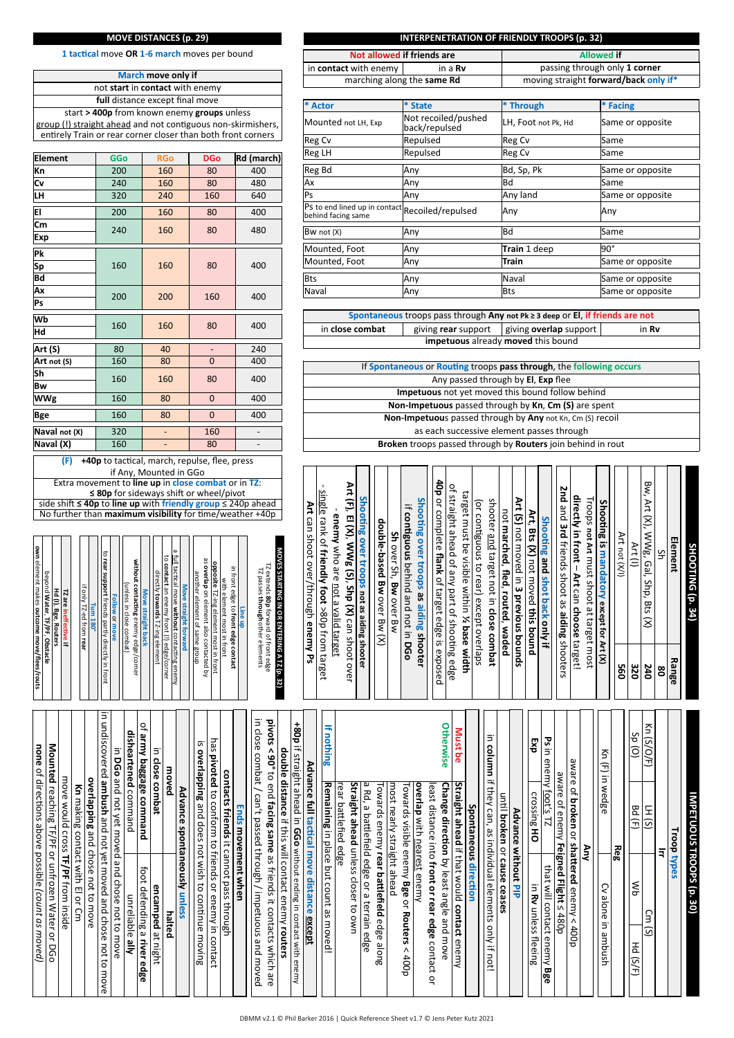## MOVE DISTANCES (p. 29)

**1 tactical** move **OR 1-6 march** moves per bound

| **March** move only if |
|---|
| not **start** in **contact** with enemy |
| **full** distance except final move |
| start **> 400p** from known enemy **groups** unless group (!) straight ahead and not contiguous non-skirmishers, entirely Train or rear corner closer than both front corners |

| Element | GGo | RGo | DGo | Rd (march) |
|---|---|---|---|---|
| Kn | 200 | 160 | 80 | 400 |
| Cv | 240 | 160 | 80 | 480 |
| LH | 320 | 240 | 160 | 640 |
| El | 200 | 160 | 80 | 400 |
| Cm, Exp | 240 | 160 | 80 | 480 |
| Pk, Sp, Bd | 160 | 160 | 80 | 400 |
| Ax, Ps | 200 | 200 | 160 | 400 |
| Wb, Hd | 160 | 160 | 80 | 400 |
| Art (S) | 80 | 40 | - | 240 |
| Art not (S) | 160 | 80 | 0 | 400 |
| Sh, Bw | 160 | 160 | 80 | 400 |
| WWg | 160 | 80 | 0 | 400 |
| Bge | 160 | 80 | 0 | 400 |
| Naval not (X) | 320 | - | 160 | - |
| Naval (X) | 160 | - | 80 | - |

**(F) +40p** to tactical, march, repulse, flee, press if Any, Mounted in GGo

Extra movement to **line up** in **close combat** or in **TZ**: **≤ 80p** for sideways shift or wheel/pivot

side shift **≤ 40p** to line up with **friendly group** ≤ 240p ahead

No further than **maximum visibility** for time/weather +40p

### MOVES STARTING IN OR ENTERING A TZ (p. 32)

TZ extends **80p** forward of front edge
TZ passes **through** other elements

| | |
|---|---|
| **Line up** | in front edge to **front edge contact** with element most in front |
| | **opposite** TZ-ing element most in front |
| | as **overlap** on element also contacted by another element of same group |
| **Move straight forward** | a **full** tactical move **without** contacting enemy |
| | to **contact** an enemy front (!) edge/corner directly **towards** TZ-ing element |
| **Move straight back** | **without** contacting enemy edge/corner (unless in close combat) |
| **Follow or move** | to **rear support** friends partly directly in front |
| **Turn 180°** | if only TZ-ed from **rear** |
| **TZ are ineffective** if | **Hd (I)**, **Bge**, **Routers** |
| | beyond **Water**, **TF/PF**, **Obstacle** |
| | **own** element makes **outcome move/flee/routs** |

## INTERPENETRATION OF FRIENDLY TROOPS (p. 32)

| **Not allowed** if friends are | | **Allowed** if |
|---|---|---|
| in **contact** with enemy | in a **Rv** | passing through only **1 corner** |
| marching along the **same Rd** | | moving straight **forward/back only if*** |

| * Actor | * State | * Through | * Facing |
|---|---|---|---|
| Mounted not LH, Exp | Not recoiled/pushed back/repulsed | LH, Foot not Pk, Hd | Same or opposite |
| Reg Cv | Repulsed | Reg Cv | Same |
| Reg LH | Repulsed | Reg Cv | Same |
| Reg Bd | Any | Bd, Sp, Pk | Same or opposite |
| Ax | Any | Bd | Same |
| Ps | Any | Any land | Same or opposite |
| Ps to end lined up in contact behind facing same | Recoiled/repulsed | Any | Any |
| Bw not (X) | Any | Bd | Same |
| Mounted, Foot | Any | **Train** 1 deep | 90° |
| Mounted, Foot | Any | **Train** | Same or opposite |
| Bts | Any | Naval | Same or opposite |
| Naval | Any | Bts | Same or opposite |

| **Spontaneous** troops pass through **Any** not Pk ≥ 3 deep or **El**, **if friends are not** | | | |
|---|---|---|---|
| in **close combat** | giving **rear** support | giving **overlap** support | in **Rv** |
| **impetuous** already **moved** this bound | | | |

| If **Spontaneous** or **Routing** troops **pass through**, the **following occurs** |
|---|
| Any passed through by **El**, **Exp** flee |
| **Impetuous** not yet moved this bound follow behind |
| **Non-Impetuous** passed through by **Kn**, **Cm (S)** are spent |
| **Non-Impetuous** passed through by **Any** not Kn, Cm (S) recoil as each successive element passes through |
| **Broken** troops passed through by **Routers** join behind in rout |

## SHOOTING (p. 34)

| Element | Range |
|---|---|
| Sh | 80 |
| Bw, Art (X), WWg, Gal, Shp, Bts (X) | 240 |
| Art (I) | 320 |
| Art not (X/I) | 560 |

**Shooting is mandatory** except for **Art (X)**

Troops **not Art** must shoot at target most **directly in front** – **Art** can **choose** target!

**2nd** and **3rd** friends shoot as **aiding** shooters

**Shooting and shot back only if**

- **Art, Bts (X)** not moved **this bound**
- **Art (S)** not moved in **3 previous bounds**
- not **marched, fled, routed, waded**
- shooter and target not in **close combat** (or contiguous to rear) except overlaps
- target must be visible within ½ **base width** of straight ahead of any part of shooting edge
- **40p** or complete **flank** of target edge is exposed

**Shooting over troops as aiding shooter**

- if **contiguous** behind and not in **DGo**
- **Sh** over Sh, **Bw** over Bw
- **double-based Bw** over Bw (X)

**Shooting over troops not as aiding shooter**

- **Art (F)**, **El (X)**, **WWg (S)**, **Shp (X)** can shoot over
  - **enemy** who are not a valid target
  - single rank of **friendly foot** >80p from target
- **Art** can shoot over/through **enemy Ps**

## IMPETUOUS TROOPS (p. 30)

| Troop types | | | |
|---|---|---|---|
| **Irr** | | | |
| Kn (S/O/F) | LH (S) | Cm (S) | |
| Sp (O) | Bd (F) | Wb | Hd (S/F) |
| **Reg** | | | |
| Kn (F) in wedge | Cv alone in ambush | | |
| **Any** | | | |
| aware of **broken** or **shattered** enemy < 400p | | | |
| aware of enemy **Feigned Flight** ≤ 480p | | | |
| **Ps** in enemy foot's TZ | that will contact enemy **Bge** | | |
| **Exp** crossing **HO** | in **Rv** unless fleeing | | |

**Advance without PIP**

- until **broken** or **cause ceases**
- in **column** if they can, as individual elements only if not!

**Spontaneous direction**

**Must be** **Straight ahead** if that would **contact** enemy

**Otherwise** **Change direction** by least angle and move least distance into **front or rear edge** contact or **overlap** with nearest enemy

- towards visible enemy **Bge** or **Routers** < 400p
- most nearly straight ahead
- Towards enemy **rear battlefield** edge along a Rd, a battlefield edge or a terrain edge
- **Straight ahead** unless closer to own rear battlefield edge

**If nothing** **Remaining** in place but count as moved!

**Advance full tactical move distance except**

- **+80p** if straight ahead in **GGo** without ending in contact with enemy
- **double distance** if this will contact enemy **routers**
- **pivots < 90°** to end **facing same** as friends it contacts which are in close combat / can't passed through / impetuous and moved

**Ends movement when**

- **contacts friends** it cannot pass through
- has **pivoted** to conform to friends or enemy in contact
- is **overlapping** and does not wish to continue moving

**Advance spontaneously unless**

| | |
|---|---|
| **moved** | **halted** |
| in **close combat** | **encamped** at night |
| of **army baggage command** | foot defending a **river edge** |
| **disheartened** command | unreliable **ally** |

- in **DGo** and not yet moved and chose not to move
- in undiscovered **ambush** and not yet moved and chose not to move
- **overlapping** and chose not to move
- **Kn** making contact with El or Cm
- move would cross **TF/PF** from inside
- **Mounted** reaching TF/PF or unfrozen Water or DGo
- **none** of directions above possible (*count as moved*)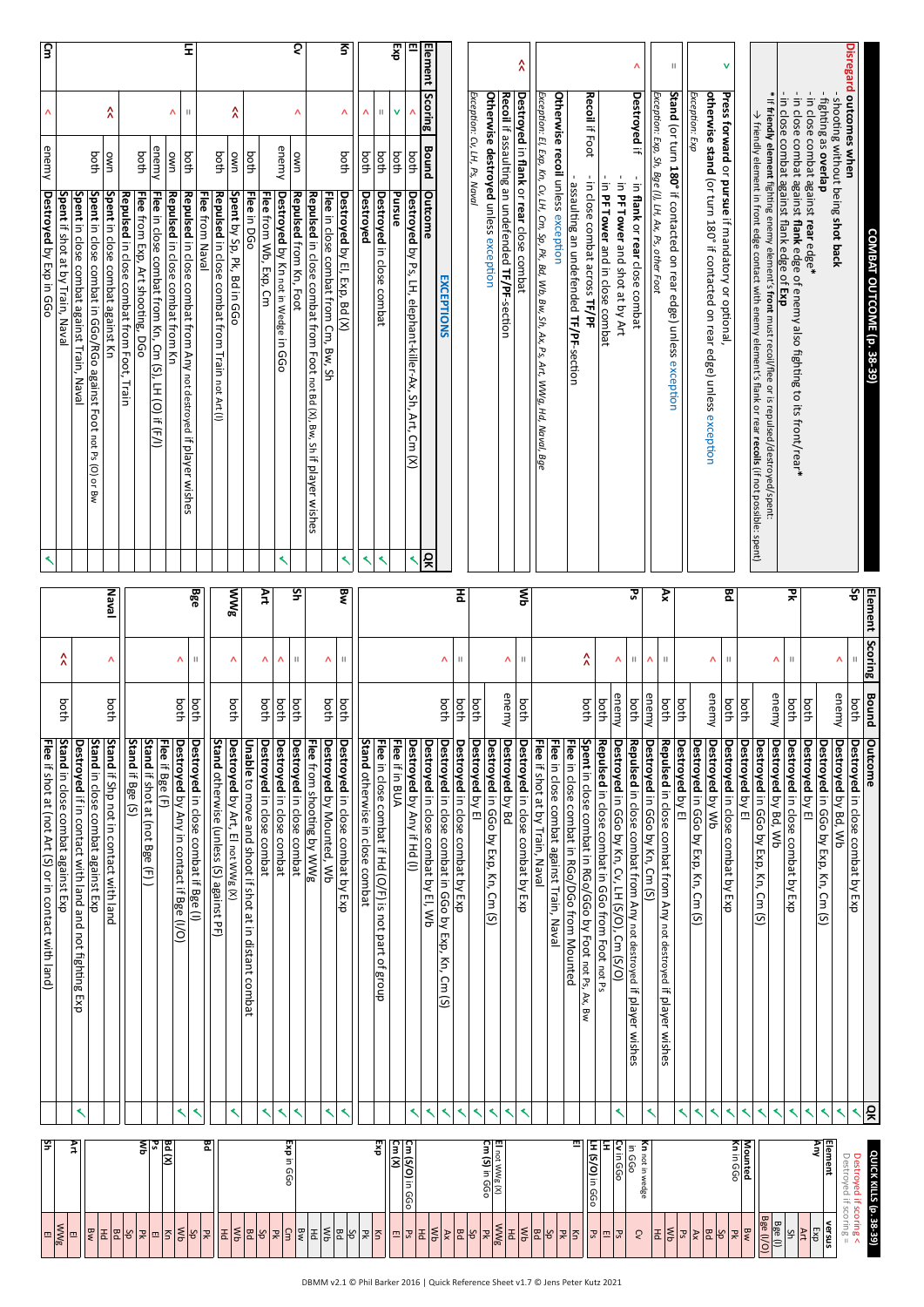# COMBAT OUTCOME (p. 38-39)

**Disregard outcomes when**
- shooting without being **shot back**
- fighting as **overlap**
- in close combat against **rear edge***
- in close combat against **flank** edge of enemy also fighting to its front/rear*
- in close combat against flank edge of **Exp**

*** If friendly element** fighting enemy element's **front** must recoil/flee or is repulsed/destroyed/spent:
→ friendly element in front edge contact with enemy element's flank or rear **recoils** (if not possible: spent)

| Scoring | Outcome | QK |
|---|---|---|
| > | **Press forward** or **pursue** if mandatory or optional, **otherwise stand** (or turn 180° if contacted on rear edge) unless exception<br>*Exception: Exp* | |
| = | **Stand** (or turn 180° if contacted on rear edge) unless exception<br>*Exception: Exp, Sh, Bge (I), LH, Ax, Ps, other Foot* | |
| < | **Destroyed** if - in **flank** or **rear** close combat<br>- in **PF Tower** and shot at by Art<br>- in **PF Tower** and in close combat<br>**Recoil** if Foot - in close combat across **TF/PF**<br>- assaulting an undefended **TF/PF**-section<br>**Otherwise recoil** unless exception<br>*Exception: El, Exp, Kn, Cv, LH, Cm, Sp, Pk, Bd, Wb, Bw, Sh, Ax, Ps, Art, WWg, Hd, Naval, Bge* | |
| << | **Destroyed** in **flank** or **rear** close combat<br>**Recoil** if assaulting an undefended **TF/PF**-section<br>**Otherwise destroyed** unless exception<br>*Exception: Cv, LH, Ps, Naval* | |

## EXCEPTIONS

| Element | Scoring | Bound | Outcome | QK |
|---|---|---|---|---|
| El | < | both | **Destroyed** by Ps, LH, elephant-killer-Ax, Sh, Art, Cm (X) | ✓ |
| Exp | > | both | **Pursue** | |
| | = | both | **Destroyed** in close combat | ✓ |
| | < | both | **Destroyed** | ✓ |
| Kn | < | both | **Destroyed** by El, Exp, Bd (X) | ✓ |
| | | | **Flee** in close combat from Cm, Bw, Sh | |
| | | | **Repulsed** in close combat from Foot not Bd (X), Bw, Sh if player wishes | |
| Cv | < | own | **Repulsed** from Kn, Foot | |
| | | enemy | **Destroyed** by Kn not in Wedge in GGo | ✓ |
| | | | **Flee** from Wb, Exp, Cm | |
| | | both | **Flee** in DGo | |
| | << | own | **Spent** by Sp, Pk, Bd in GGo | |
| | | both | **Repulsed** in close combat from Train not Art (I) | |
| | | | **Flee** from Naval | |
| LH | = | both | **Repulsed** in close combat from Any not destroyed if player wishes | |
| | < | own | **Repulsed** in close combat from Kn | |
| | | enemy | **Flee** in close combat from Kn, Cm (S), LH (O) if (F/I) | |
| | | both | **Flee** from Exp, Art shooting, DGo | |
| | | | **Repulsed** in close combat from Foot, Train | |
| | << | own | **Spent** in close combat against Kn | |
| | | both | **Spent** in close combat in GGo/RGo against Foot not Ps (O) or Bw | |
| | | | **Spent** in close combat against Train, Naval | |
| | | | **Spent** if shot at by Train, Naval | |
| Cm | < | enemy | **Destroyed** by Exp in GGo | ✓ |

| Element | Scoring | Bound | Outcome | QK |
|---|---|---|---|---|
| Sp | = | both | **Destroyed** in close combat by Exp | ✓ |
| | < | enemy | **Destroyed** by Bd, Wb | ✓ |
| | | | **Destroyed** in GGo by Exp, Kn, Cm (S) | ✓ |
| Pk | = | both | **Destroyed** by El | ✓ |
| | < | both | **Destroyed** in close combat by Exp | ✓ |
| | | enemy | **Destroyed** by Bd, Wb | ✓ |
| | | | **Destroyed** in GGo by Exp, Kn, Cm (S) | ✓ |
| Bd | = | both | **Destroyed** by El | ✓ |
| | < | both | **Destroyed** in close combat by Exp | ✓ |
| | | enemy | **Destroyed** by Wb | ✓ |
| | | | **Destroyed** in GGo by Exp, Kn, Cm (S) | ✓ |
| Ax | = | both | **Destroyed** by El | ✓ |
| | | | **Repulsed** in close combat from Any not destroyed if player wishes | |
| | < | enemy | **Destroyed** in GGo by Kn, Cm (S) | ✓ |
| Ps | = | both | **Repulsed** in close combat from Any not destroyed if player wishes | |
| | < | enemy | **Destroyed** in GGo by Kn, Cv, LH (S/O), Cm (S/O) | ✓ |
| | | both | **Repulsed** in close combat in GGo from Foot not Ps | |
| | << | both | **Spent** in close combat in RGo/GGo by Foot not Ps, Ax, Bw | |
| | | | **Flee** in close combat in RGo/DGo from Mounted | |
| | | | **Flee** in close combat against Train, Naval | |
| | | | **Flee** if shot at by Train, Naval | |
| Wb | = | both | **Destroyed** in close combat by Exp | ✓ |
| | < | enemy | **Destroyed** by Bd | ✓ |
| | | | **Destroyed** in GGo by Exp, Kn, Cm (S) | ✓ |
| Hd | = | both | **Destroyed** by El | ✓ |
| | | both | **Destroyed** in close combat by Exp | ✓ |
| | < | both | **Destroyed** in close combat in GGo by Exp, Kn, Cm (S) | ✓ |
| | | | **Destroyed** in close combat by El, Wb | ✓ |
| | | | **Destroyed** by Any if Hd (I) | ✓ |
| | | | **Flee** if in BUA | |
| | | | **Flee** in close combat if Hd (O/F) is not part of group | |
| | | | **Stand** otherwise in close combat | |
| Bw | = | both | **Destroyed** in close combat by Exp | ✓ |
| | < | both | **Destroyed** by Mounted, Wb | ✓ |
| | | | **Flee** from shooting by WWg | |
| Sh | = | both | **Destroyed** in close combat | ✓ |
| Art | < | both | **Destroyed** in close combat | ✓ |
| | < | both | **Unable** to move and shoot if shot at in distant combat | |
| WWg | < | both | **Destroyed** by Art, El not WWg (X) | ✓ |
| | | | **Stand** otherwise (unless (S) against PF) | |
| Bge | = | both | **Destroyed** in close combat if Bge (I) | ✓ |
| | < | both | **Destroyed** by Any in contact if Bge (I/O) | ✓ |
| | | | **Flee** if Bge (F) | |
| | | | **Stand** if shot at (not Bge (F) ) | |
| | | | **Stand** if Bge (S) | |
| Naval | < | both | **Stand** if Shp not in contact with land | |
| | | | **Stand** in close combat against Exp | |
| | | | **Destroyed** if in contact with land and not fighting Exp | ✓ |
| | << | both | **Stand** in close combat against Exp | |
| | | | **Flee** if shot at (not Art (S) or in contact with land) | |

# QUICK KILLS (p. 38-39)

Destroyed if scoring <
Destroyed if scoring =

| Element | versus |
|---|---|
| **Any** | Exp |
| | Art |
| | Sh |
| | Bge (I) |
| | Bge (I/O) |
| **Mounted** | Bw |
| **Kn** in GGo | Pk |
| | Sp |
| | Bd |
| | Ax |
| | Ps |
| | Wb |
| | Hd |
| **Kn** not in wedge in GGo | Cv |
| **Cv** in GGo | Ps |
| **LH** | El |
| **LH (S/O)** in GGo | Ps |
| **El** | Kn |
| | Pk |
| | Sp |
| | Bd |
| | Wb |
| | Hd |
| | Ax |
| **Cm (S)** in GGo | Pk |
| **El** not WWg (X) | WWg |
| | Hd |
| **Cm (S/O)** in GGo | Ps |
| **Cm (X)** | El |
| **Exp** | Kn |
| | Pk |
| | Sp |
| | Bd |
| | Hd |
| | Wb |
| | Bw |
| **Exp** in GGo | Cm |
| | Pk |
| | Sp |
| | Bd |
| | Wb |
| | Hd |
| **Bd** | Pk |
| | Sp |
| **Bd (X)** | Kn |
| **Ps** | El |
| **Wb** | Pk |
| | Sp |
| | Bd |
| | Hd |
| | Bw |
| **Art** | El |
| | WWg |
| **Sh** | El |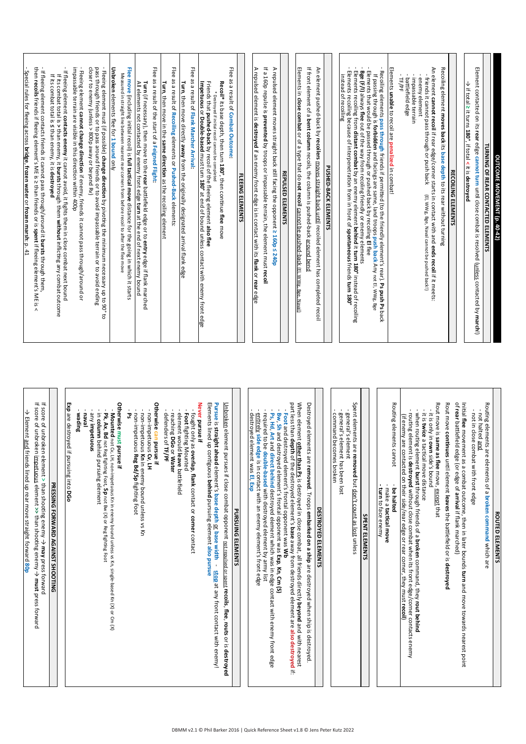# OUTCOME MOVEMENT (p. 40-42)

## TURNING OF REAR CONTACTED ELEMENTS

Element contacted on its **rear** edge **cannot turn** until close combat is resolved (unless contacted by **march**)

→ if total **≥** it turns **180°**, if total **<** it is **destroyed**

## RECOILING ELEMENTS

Recoiling element **moves back** its **base depth** to its rear without turning

An element **cannot recoil** if rear edge/corner starts in contact with and **ends recoil** if it meets:
- friends it cannot pass through or push back (El, WWg, Bge, Naval cannot be pushed back!)
- enemy element
- impassable terrain
- battlefield edge
- TF/PF

Elements **unable** to recoil are **penalized** in combat!

- Recoiling elements **pass through** friends if permitted (to the friendly element's rear). **Ps push Ps** back
- If passing through is **forbidden** and facings are same, land troops **push back** Any not El, WWg, Bge
- **Bge (F/I)** always **flee** out of the way from recoiling friendly or enemy elements
- Elements that would be passed through or pushed back by recoiling **El flee**
- Elements recoiling from **distant combat** by an enemy element **behind** it **turn 180°** instead of recoiling
- Elements recoiling because of interpenetration from in front of **spontaneous** friends **turn 180°** instead of recoiling

## PUSHED-BACK ELEMENTS

An element pushed-back by **recoilers** moves straight back until recoiled element has completed recoil

If front element of a **bent column** recoils, the column is pushed-back around bend

Elements in **close combat** or of a type that do **not recoil** cannot be pushed-back (El, WWg, Bge, Naval)

## REPULSED ELEMENTS

A repulsed element moves straight back still facing the opponent **≥ 160p ≤ 240p**

If a 160p repulse is **prevented** by troops or impassable terrain, the element must **recoil**

A repulsed element is **destroyed** if an enemy front edge is in contact with its **flank** or **rear** edge

## FLEEING ELEMENTS

Flee as a result of **Combat Outcome**:

**Recoil***: its base depth, then turn **180°**, then continue **flee** move
- *it is destroyed if initial recoil cannot be completed

Friends that **pushed-back** by recoil of the fleeing element **also flee**

**Impetuous** or **Double-based** must turn **180°** at end of bound unless contact with enemy front edge

Flee as a result of **Flank Marcher Arrival**:

**Turn**, then move directly **away** from the originally designated arrival flank edge

Flee as a result of **Recoiling** elements or **Pushed-Back** elements:

**Turn**, then move in the **same direction** as the recoiling element

Flee as a result of the start of a **Feigned Flight**:

**Turn** (if necessary), then move to the **rear** battlefield edge or to **entry** edge if flank marched

All elements not contacted by enemy front edge **turn** at the end of next enemy bound

**Flee move** (including initial recoil) is **full tactical move** distance for the going in which it starts

Measured in straight line between nearest rear corners from before recoil to after the flee move

**Unbroken** elements flee for **1 bound** only

- Fleeing element must (if possible) **change direction** by pivoting the minimum necessary up to 90° to pass through friends or to pass around friends or to avoid impassable terrain or to avoid ending closer to enemy (unless > 800p away or beyond Rk)
- Fleeing element **cannot change direction** if enemy, friends it cannot pass through/around or impassable terrain are visible in this direction within 400p
- If fleeing element **contacts enemy** it cannot avoid, it fights them in close combat next bound
  - If its combat total is **>** than enemy, it **bursts** through them **without** inflicting any combat outcome
  - If its combat total is **≤** than enemy, it is **destroyed**
- If fleeing element contacts friends it cannot pass through/around it **bursts** through them, then **recoils** friends if fleeing element's ME is ≥ than friends or is **spent** if fleeing element's ME is <
- Special rules for fleeing across **bridge**, **frozen water** or **frozen marsh**, p. 41

## ROUTED ELEMENTS

Routing elements are elements of a **broken command** which are
- not halted and
- not in close combat with front edge

Initial **flee** movement as a combat outcome, then in later bounds **turn** and move towards nearest point of **rear** battlefield edge (or edge of **arrival** if flank marched)

Rout move **continues** until element **leaves** the battlefield or is **destroyed**

Rout move is **same as flee** move, except that
- it is only in **own** side's bound
- it is **twice** a tactical move distance
- when routing element **burst** through friends of a **broken** command, they **rout behind**
- routing element is **destroyed** without close combat when its front edge/corner contacts enemy (if enemy are contacted on their side/rear edge or rear corner, they must **recoil**)

Routing elements cannot
- **be halted**
- make a **tactical move**
- **turn** to face enemy

## SPENT ELEMENTS

Spent elements are **removed** but don't count as lost unless
- general's element
- general's element has been lost
- command becomes broken

## DESTROYED ELEMENTS

Destroyed elements are **removed**. Troops **embarked on a ship** are destroyed when ship is destroyed.

When element **other than Ps** is destroyed in close combat, all friends directly **beyond** and with nearest part less than **depth** of the destroyed element's **base** away from destroyed element are **also destroyed** if:
- **Foot** and destroyed element's frontal opponent was **Wb**
- **Bw, Sh** and destroyed element's frontal opponent was **Exp, Kn, Cm (S)**
- **Ps, Hd, Art** and **direct behind** destroyed element which was in edge contact with enemy front edge required to be **double-based** with destroyed element by army list
- **entirely side edge** is in contact with an enemy element's front edge
- destroyed element was **El, Exp**

## PURSUING ELEMENTS

Unbroken element pursues if close combat opponent not repulsed or spent **recoils, flee, routs** or is **destroyed**

**Pursue** is **straight ahead** element's **base depth** or **base width** - **stop** at any front contact with enemy!

Elements lined up contiguous **behind** pursuing element **also pursue**

**Never pursue if**
- fought only as **overlap**, **flank** contact or **corner** contact
- **Foot** fighting Mounted
- element would **leave** battlefield
- reaching **DGo** or **Water**
- defenders of **TF/PF**

**Otherwise can pursue if**
- non-impetuous **Cv, LH**
- non-impetuous **Kn** in enemy bound unless vs Kn
- non-impetuous **Reg Bd/Sp** fighting Foot
- **Ps**

**Otherwise must pursue if**
- **Mounted** not Cv, LH, non-impetuous Kn in enemy bound unless vs Kn, single-based Kn (X) or Cm (X)
- **Pk, Ax, Bd** not Reg fighting Foot, **Sp** not Bw (X) or Reg fighting Foot
- in **column** behind pursuing element
- any **impetuous**
- **naval**
- **wading**

**Exp** are destroyed if pursuing into **DGo**

## PRESSING FORWARD AGAINST SHOOTING

If score of unbroken element **>** than shooting enemy → **may** press forward

If score of unbroken impetuous element **>>** than shooting enemy → **must** press forward

→ Element and friends lined up rear move straight forward **80p**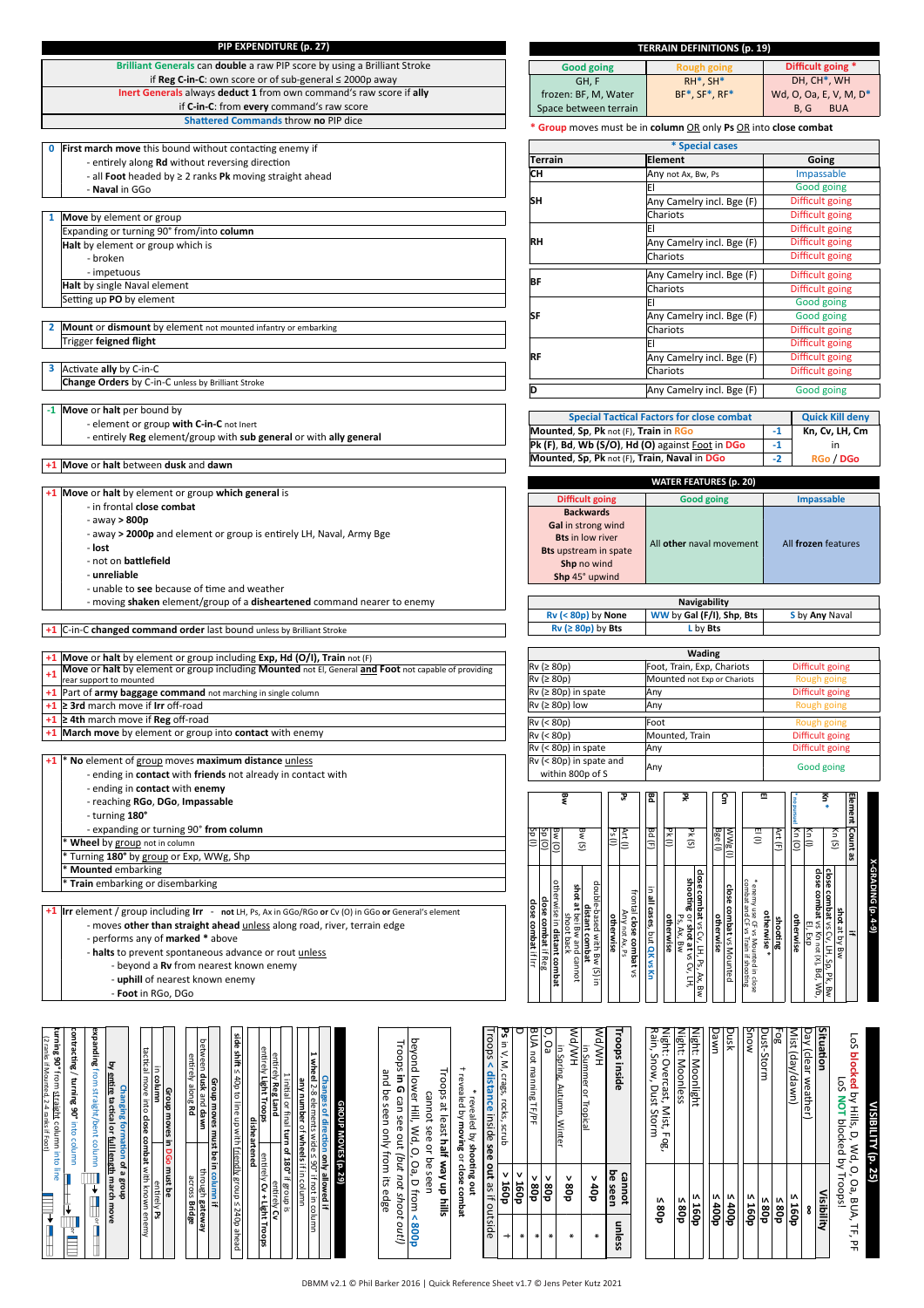## PIP EXPENDITURE (p. 27)

**Brilliant Generals** can **double** a raw PIP score by using a Brilliant Stroke if **Reg C-in-C**: own score or of sub-general ≤ 2000p away

**Inert Generals** always **deduct 1** from own command's raw score if **ally** if **C-in-C**: from **every** command's raw score

**Shattered Commands** throw **no** PIP dice

| | |
|---|---|
| 0 | **First march move** this bound without contacting enemy if<br>- entirely along **Rd** without reversing direction<br>- all **Foot** headed by ≥ 2 ranks **Pk** moving straight ahead<br>- **Naval** in GGo |
| 1 | **Move** by element or group<br>Expanding or turning 90° from/into **column**<br>**Halt** by element or group which is<br>- broken<br>- impetuous<br>**Halt** by single Naval element<br>Setting up **PO** by element |
| 2 | **Mount** or **dismount** by element not mounted infantry or embarking<br>Trigger **feigned flight** |
| 3 | Activate **ally** by C-in-C<br>**Change Orders** by C-in-C unless by Brilliant Stroke |
| -1 | **Move** or halt per bound by<br>- element or group **with C-in-C** not Inert<br>- entirely **Reg** element/group with **sub general** or with **ally general** |
| +1 | **Move** or **halt** between **dusk** and **dawn** |
| +1 | **Move** or **halt** by element or group **which general** is<br>- in frontal **close combat**<br>- away **> 800p**<br>- away **> 2000p** and element or group is entirely LH, Naval, Army Bge<br>- **lost**<br>- not on **battlefield**<br>- **unreliable**<br>- unable to **see** because of time and weather<br>- moving **shaken** element/group of a **disheartened** command nearer to enemy |
| +1 | C-in-C **changed command order** last bound unless by Brilliant Stroke |
| +1 | **Move** or **halt** by element or group including **Exp, Hd (O/I), Train** not (F) |
| +1 | **Move** or **halt** by element or group including **Mounted** not El, General **and Foot** not capable of providing rear support to mounted |
| +1 | Part of **army baggage command** not marching in single column |
| +1 | **≥ 3rd** march move if **Irr** off-road |
| +1 | **≥ 4th** march move if **Reg** off-road |
| +1 | **March move** by element or group into **contact** with enemy |
| +1 | * **No** element of group moves **maximum distance** unless<br>- ending in **contact** with **friends** not already in contact with<br>- ending in **contact** with enemy<br>- reaching **RGo, DGo, Impassable**<br>- **turning 180°**<br>- expanding or turning 90° **from column**<br>* **Wheel** by group not in column<br>* **Turning 180°** by group or Exp, WWg, Shp<br>* **Mounted** embarking<br>* **Train** embarking or disembarking |
| +1 | **Irr** element / group including **Irr** - **not** LH, Ps, Ax in GGo/RGo **or** Cv (O) in GGo **or** General's element<br>- moves **other than straight ahead** unless along road, river, terrain edge<br>- performs any of **marked** * above<br>- **halts** to prevent spontaneous advance or rout unless<br>  - beyond a **Rv** from nearest known enemy<br>  - **uphill** of nearest known enemy<br>  - **Foot** in RGo, DGo |

## TERRAIN DEFINITIONS (p. 19)

| Good going | Rough going | Difficult going * |
|---|---|---|
| GH, F<br>frozen: BF, M, Water<br>Space between terrain | RH*, SH*<br>BF*, SF*, RF* | DH, CH*, WH<br>Wd, O, Oa, E, V, M, D*<br>B, G BUA |

* **Group** moves must be in **column** OR only **Ps** OR into **close combat**

| Terrain | Element | Going |
|---|---|---|
| * Special cases | | |
| CH | Any not Ax, Bw, Ps | Impassable |
| SH | El | Good going |
| | Any Camelry incl. Bge (F) | Difficult going |
| | Chariots | Difficult going |
| RH | El | Difficult going |
| | Any Camelry incl. Bge (F) | Difficult going |
| | Chariots | Difficult going |
| BF | Any Camelry incl. Bge (F) | Difficult going |
| | Chariots | Difficult going |
| SF | El | Good going |
| | Any Camelry incl. Bge (F) | Good going |
| | Chariots | Difficult going |
| RF | El | Difficult going |
| | Any Camelry incl. Bge (F) | Difficult going |
| | Chariots | Difficult going |
| D | Any Camelry incl. Bge (F) | Good going |

| Special Tactical Factors for close combat | | Quick Kill deny |
|---|---|---|
| **Mounted, Sp, Pk** not (F), **Train** in **RGo** | -1 | Kn, Cv, LH, Cm |
| **Pk (F), Bd, Wb (S/O), Hd (O)** against **Foot** in **DGo** | -1 | in |
| **Mounted, Sp, Pk** not (F), **Train, Naval** in **DGo** | -2 | RGo / DGo |

## WATER FEATURES (p. 20)

| Difficult going | Good going | Impassable |
|---|---|---|
| **Backwards**<br>**Gal** in strong wind<br>**Bts** in low river<br>**Bts** upstream in spate<br>**Shp** no wind<br>**Shp** 45° upwind | All **other** naval movement | All **frozen** features |

| Navigability | | |
|---|---|---|
| Rv (< 80p) by None | WW by Gal (F/I), Shp, Bts | S by Any Naval |
| Rv (≥ 80p) by Bts | L by Bts | |

| Wading | | |
|---|---|---|
| Rv (≥ 80p) | Foot, Train, Exp, Chariots | Difficult going |
| Rv (≥ 80p) | Mounted not Exp or Chariots | Rough going |
| Rv (≥ 80p) in spate | Any | Difficult going |
| Rv (≥ 80p) low | Any | Rough going |
| Rv (< 80p) | Foot | Rough going |
| Rv (< 80p) | Mounted, Train | Difficult going |
| Rv (< 80p) in spate | Any | Difficult going |
| Rv (< 80p) in spate and within 800p of S | Any | Good going |

## X-GRADING (p. 4-9)

| Element | Count as | if |
|---|---|---|
| Kn * | Kn (S) | **shot at** by Bw |
| | Kn (I) | **close combat** vs Cv, LH, Sp, Pk, Bw |
| | Kn (O) | **otherwise** |
| | | close combat vs Kn not (X), Bd, Wb, El, Exp |
| El | Art (F) | **shooting** |
| | El (I) | **otherwise** |
| | | * enemy uses Cv or Mounted in close combat and Cv is Train if shooting |
| Cm | WWg (I) | **close combat** vs Mounted |
| | Bge (F) | **otherwise** |
| Pk | Pk (S) | **close combat** vs Cv, LH, Ps, Ax, Bw |
| | Pk (I) | **shooting** or **shot at** vs Cv, LH, Ps, Ax, Bw |
| | | **otherwise** |
| Bd | Bd (F) | **in all cases**, but **QK vs Kn** |
| Ps | Art (I) | **frontal close combat** vs Any not Ax, Ps |
| | Ps (I) | **otherwise** |
| Bw | Bw (S) | double-based with Bw (S) in **distant combat** |
| | Bw (O) | **shot at** be Bw and cannot shoot back |
| | Sp (O) | **otherwise** in **distant combat** |
| | Sp (I) | **close combat** if Reg |
| | | **close combat** if Irr |

* no pursuit

## VISIBILITY (p. 25)

LoS **blocked** by Hills, D, Wd, O, Oa, BUA, TF, PF
LoS **NOT** blocked by Troops!

| Situation | Visibility |
|---|---|
| Day (clear weather) | ∞ |
| Mist (day/dawn) | ≤ 160p |
| Fog | ≤ 80p |
| Dust-Storm | ≤ 80p |
| Snow | ≤ 160p |
| Dusk | ≤ 400p |
| Dawn | ≤ 400p |
| Night: Moonlight | ≤ 160p |
| Night: Moonless | ≤ 80p |
| Rain, Snow, Dust Storm<br>Night: Overcast, Mist, Fog, | ≤ 80p |

| Troops inside | Cannot be seen | unless |
|---|---|---|
| Wd/WH<br>in Summer or Tropical | > 40p | * |
| Wd/WH<br>in Spring, Autumn, Winter | > 80p | * |
| O, Oa | > 80p | * |
| BUA not manning TF/PF | > 80p | * |
| D | > 160p | * |
| Ps in V, M, crags, rocks, scrub | > 160p | † |

Troops < distance inside see out as if outside

* revealed by shooting out
† revealed by moving or close combat

Troops at least **half way up hills** cannot see or be seen beyond lower Hill, Wd, O, Oa, D from **< 800p**

Troops **in G** can see out (*but not shoot out!*) and be seen only from its edge

## GROUP MOVES (p. 29)

**Changes of direction only allowed if**

**1 wheel** 2-8 elements wide ≤ 90° if not in column
**any number of wheels** if in column
1 initial or final **turn of 180°** if group is
- entirely **Reg Land**
- entirely **Cv**
- entirely **Light Troops**
- entirely **Cv + Light Troops**
- **disheartened**

**side shift** ≤ 40p to line up with friendly group ≤ 240p ahead

**Group moves must be in column**
between dusk and dawn
through gateway
entirely along Rd
across Bridge

**Group moves in DGo must be**
in column
entirely Ps
tactical move into close combat with known enemy

**Changing formation of a group**
by **entire tactical** or **full length march move**

**expanding** from straight/bent column
**contracting / turning 90° into column**
**turning 90°** from straight column into line
(2 ranks if Mounted, 2-4 ranks if Foot)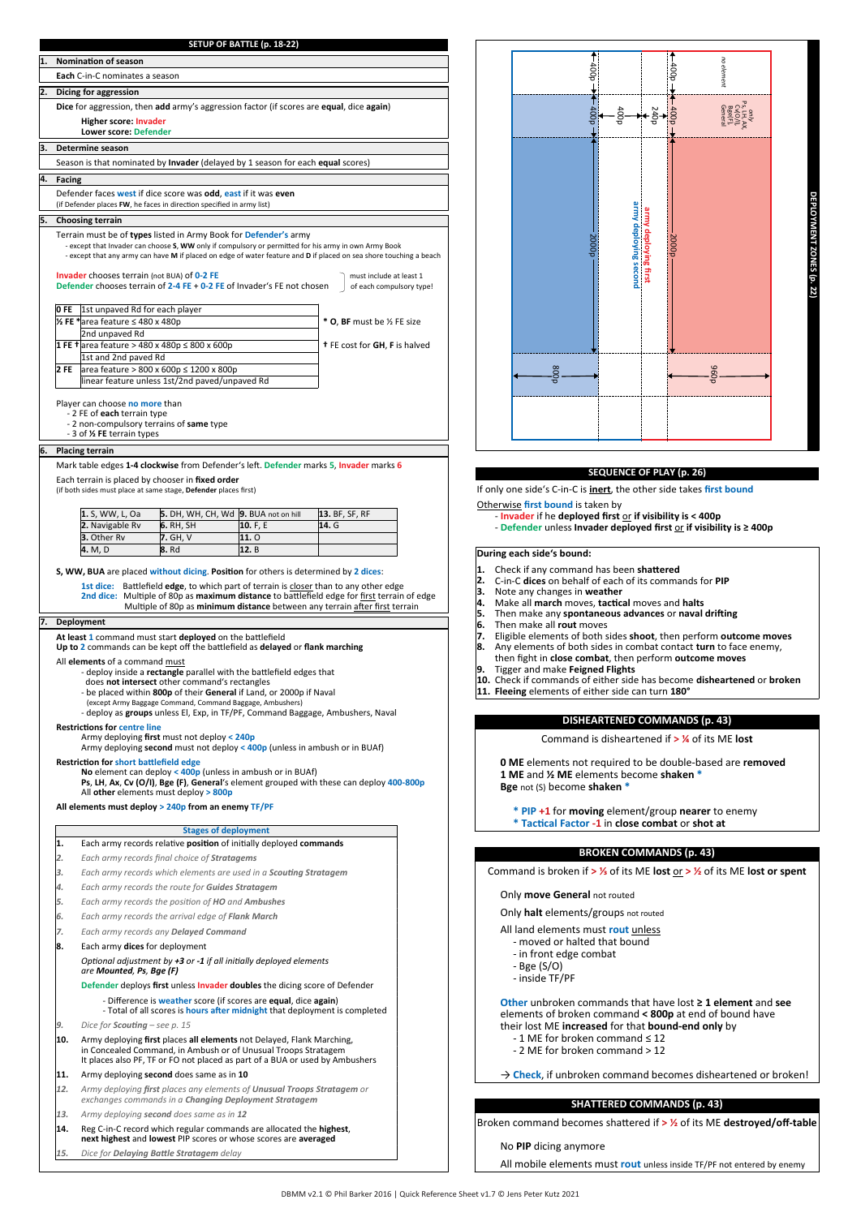# SETUP OF BATTLE (p. 18-22)

## 1. Nomination of season

**Each** C-in-C nominates a season

## 2. Dicing for aggression

**Dice** for aggression, then **add** army's aggression factor (if scores are **equal**, dice **again**)

**Higher score: Invader**
**Lower score: Defender**

## 3. Determine season

Season is that nominated by **Invader** (delayed by 1 season for each **equal** scores)

## 4. Facing

Defender faces **west** if dice score was **odd**, **east** if it was **even**
(if Defender places **FW**, he faces in direction specified in army list)

## 5. Choosing terrain

Terrain must be of **types** listed in Army Book for **Defender's** army
- except that Invader can choose **S**, **WW** only if compulsory or permitted for his army in own Army Book
- except that any army can have **M** if placed on edge of water feature and **D** if placed on sea shore touching a beach

**Invader** chooses terrain (not BUA) of **0-2 FE**
**Defender** chooses terrain of **2-4 FE** + **0-2 FE** of Invader's FE not chosen
— must include at least 1 of each compulsory type!

| | |
|---|---|
| **0 FE** | 1st unpaved Rd for each player |
| **½ FE** * | area feature ≤ 480 x 480p |
| | 2nd unpaved Rd |
| **1 FE** † | area feature > 480 x 480p ≤ 800 x 600p |
| | 1st and 2nd paved Rd |
| **2 FE** | area feature > 800 x 600p ≤ 1200 x 800p |
| | linear feature unless 1st/2nd paved/unpaved Rd |

\* **O**, **BF** must be ½ FE size
† FE cost for **GH**, **F** is halved

Player can choose **no more** than
- 2 FE of **each** terrain type
- 2 non-compulsory terrains of **same** type
- 3 of **½ FE** terrain types

## 6. Placing terrain

Mark table edges **1-4 clockwise** from Defender's left. **Defender** marks **5**, **Invader** marks **6**

Each terrain is placed by chooser in **fixed order**
(if both sides must place at same stage, **Defender** places first)

| | | | |
|---|---|---|---|
| **1.** S, WW, L, Oa | **5.** DH, WH, CH, Wd | **9.** BUA not on hill | **13.** BF, SF, RF |
| **2.** Navigable Rv | **6.** RH, SH | **10.** F, E | **14.** G |
| **3.** Other Rv | **7.** GH, V | **11.** O | |
| **4.** M, D | **8.** Rd | **12.** B | |

**S, WW, BUA** are placed **without dicing**. **Position** for others is determined by **2 dices**:

**1st dice:** Battlefield **edge**, to which part of terrain is closer than to any other edge
**2nd dice:** Multiple of 80p as **maximum distance** to battlefield edge for first terrain of edge
Multiple of 80p as **minimum distance** between any terrain after first terrain

## 7. Deployment

**At least 1** command must start **deployed** on the battlefield
**Up to 2** commands can be kept off the battlefield as **delayed** or **flank marching**

All **elements** of a command must
- deploy inside a **rectangle** parallel with the battlefield edges that does **not intersect** other command's rectangles
- be placed within **800p** of their **General** if Land, or 2000p if Naval (except Army Baggage Command, Command Baggage, Ambushers)
- deploy as **groups** unless El, Exp, in TF/PF, Command Baggage, Ambushers, Naval

**Restrictions for centre line**
Army deploying **first** must not deploy **< 240p**
Army deploying **second** must not deploy **< 400p** (unless in ambush or in BUAf)

**Restriction for short battlefield edge**
**No** element can deploy **< 400p** (unless in ambush or in BUAf)
**Ps, LH, Ax, Cv (O/I), Bge (F), General**'s element grouped with these can deploy **400-800p**
All **other** elements must deploy **> 800p**

**All elements must deploy > 240p from an enemy TF/PF**

| | Stages of deployment |
|---|---|
| **1.** | Each army records relative **position** of initially deployed **commands** |
| *2.* | *Each army records final choice of **Stratagems*** |
| *3.* | *Each army records which elements are used in a **Scouting Stratagem*** |
| *4.* | *Each army records the route for **Guides Stratagem*** |
| *5.* | *Each army records the position of **HO** and **Ambushes*** |
| *6.* | *Each army records the arrival edge of **Flank March*** |
| *7.* | *Each army records any **Delayed Command*** |
| **8.** | Each army **dices** for deployment<br>*Optional adjustment by **+3** or **-1** if all initially deployed elements are **Mounted**, **Ps**, **Bge (F)***<br>**Defender** deploys **first** unless **Invader doubles** the dicing score of Defender<br>- Difference is **weather** score (if scores are **equal**, dice **again**)<br>- Total of all scores is **hours after midnight** that deployment is completed |
| *9.* | *Dice for **Scouting** – see p. 15* |
| **10.** | Army deploying **first** places **all elements** not Delayed, Flank Marching, in Concealed Command, in Ambush or of Scouting Stratagem<br>It places also PF, TF or FO not placed as part of a BUA or used by Ambushers |
| **11.** | Army deploying **second** does same as in **10** |
| *12.* | *Army deploying **first** places any elements of **Unusual Troops Stratagem** or exchanges commands in a **Changing Deployment Stratagem*** |
| *13.* | *Army deploying **second** does same as in **12*** |
| **14.** | Reg C-in-C record which regular commands are allocated the **highest**, **next highest** and **lowest** PIP scores or whose scores are **averaged** |
| *15.* | *Dice for **Delaying Battle Stratagem** delay* |

# DEPLOYMENT ZONES (p. 22)

Diagram labels: army deploying first; army deploying second; 400p; 400p; 400p; 240p; 400p; 400p; 2000p; 2000p; 800p; 960p; no element; only Ps, LH, Ax, Cv (O/I), Bge (F), General

# SEQUENCE OF PLAY (p. 26)

If only one side's C-in-C is **inert**, the other side takes **first bound**

Otherwise **first bound** is taken by
- **Invader** if he **deployed first** or **if visibility is < 400p**
- **Defender** unless **Invader deployed first** or **if visibility is ≥ 400p**

**During each side's bound:**

1. Check if any command has been **shattered**
2. C-in-C **dices** on behalf of each of its commands for **PIP**
3. Note any changes in **weather**
4. Make all **march** moves, **tactical** moves and **halts**
5. Then make any **spontaneous advances** or **naval drifting**
6. Then make all **rout** moves
7. Eligible elements of both sides **shoot**, then perform **outcome moves**
8. Any elements of both sides in combat contact **turn** to face enemy, then fight in **close combat**, then perform **outcome moves**
9. Tigger and make **Feigned Flights**
10. Check if commands of either side has become **disheartened** or **broken**
11. **Fleeing** elements of either side can turn **180°**

# DISHEARTENED COMMANDS (p. 43)

Command is disheartened if **> ¼** of its **ME lost**

**0 ME** elements not required to be double-based are **removed**
**1 ME** and **½ ME** elements become **shaken** *
**Bge** not (S) become **shaken** *

\* **PIP +1** for **moving** element/group **nearer** to enemy
\* **Tactical Factor -1** in **close combat** or **shot at**

# BROKEN COMMANDS (p. 43)

Command is broken if **> ⅓** of its **ME lost** or **> ½** of its **ME lost or spent**

Only **move General** not routed

Only **halt** elements/groups not routed

All land elements must **rout** unless
- moved or halted that bound
- in front edge combat
- Bge (S/O)
- inside TF/PF

**Other** unbroken commands that have lost **≥ 1 element** and **see** elements of broken command **< 800p** at end of bound have their lost ME **increased** for that **bound-end only** by
- 1 ME for broken command ≤ 12
- 2 ME for broken command > 12

→ **Check**, if unbroken command becomes disheartened or broken!

# SHATTERED COMMANDS (p. 43)

Broken command becomes shattered if **> ½** of its **ME destroyed/off-table**

No **PIP** dicing anymore

All mobile elements must **rout** unless inside TF/PF not entered by enemy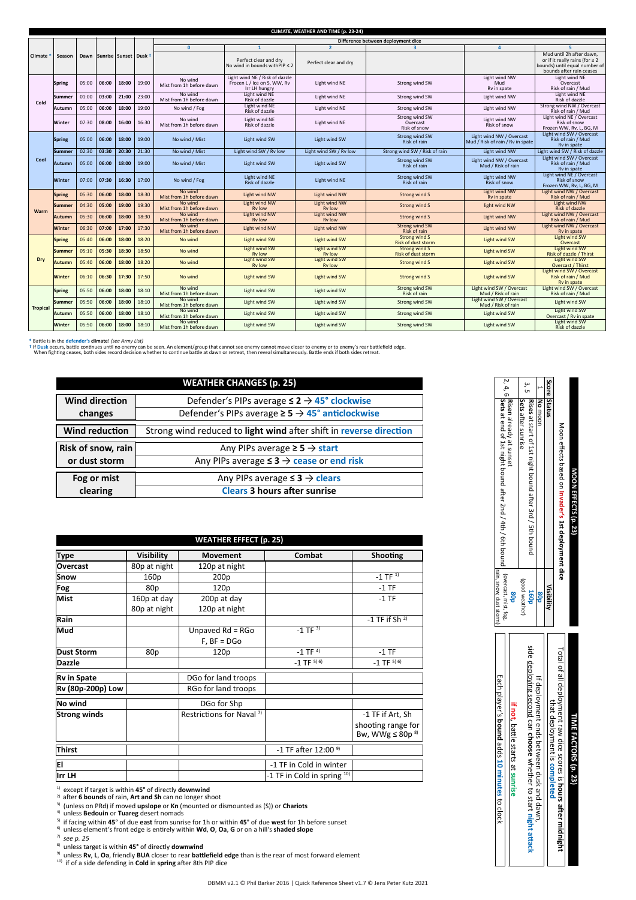## CLIMATE, WEATHER AND TIME (p. 23-24)

| Climate * | Season | Dawn | Sunrise | Sunset | Dusk † | Difference between deployment dice: 0 | 1 | 2 | 3 | 4 | 5 |
|---|---|---|---|---|---|---|---|---|---|---|---|
| | | | | | | | Perfect clear and dry No wind in bounds withPIP ≤ 2 | Perfect clear and dry | | | Mud until 2h after dawn, or if it really rains (for ≥ 2 bounds) until equal number of bounds after rain ceases |
| Cold | Spring | 05:00 | 06:00 | 18:00 | 19:00 | No wind Mist from 1h before dawn | Light wind NE / Risk of dazzle Frozen L / Ice on S, WW, Rv Irr LH hungry | Light wind NE | Strong wind SW | Light wind NW Mud Rv in spate | Light wind NE Overcast Risk of rain / Mud |
| | Summer | 01:00 | 03:00 | 21:00 | 23:00 | No wind Mist from 1h before dawn | Light wind NE Risk of dazzle | Light wind NE | Strong wind SW | Light wind NW | Light wind NE Risk of dazzle |
| | Autumn | 05:00 | 06:00 | 18:00 | 19:00 | No wind / Fog | Light wind NE Risk of dazzle | Light wind NE | Strong wind SW | Light wind NW | Strong wind NW / Overcast Risk of rain / Mud |
| | Winter | 07:30 | 08:00 | 16:00 | 16:30 | No wind Mist from 1h before dawn | Light wind NE Risk of dazzle | Light wind NE | Strong wind SW Overcast Risk of snow | Light wind NW Risk of snow | Light wind NE / Overcast Risk of snow Frozen WW, Rv, L, BG, M |
| Cool | Spring | 05:00 | 06:00 | 18:00 | 19:00 | No wind / Mist | Light wind SW | Light wind SW | Strong wind SW Risk of rain | Light wind NW / Overcast Mud / Risk of rain / Rv in spate | Light wind SW / Overcast Risk of rain / Mud Rv in spate |
| | Summer | 02:30 | 03:30 | 20:30 | 21:30 | No wind / Mist | Light wind SW / Rv low | Light wind SW / Rv low | Strong wind SW / Risk of rain | Light wind NW | Light wind SW / Risk of dazzle |
| | Autumn | 05:00 | 06:00 | 18:00 | 19:00 | No wind / Mist | Light wind SW | Light wind SW | Strong wind SW Risk of rain | Light wind NW / Overcast Mud / Risk of rain | Light wind SW / Overcast Risk of rain / Mud Rv in spate |
| | Winter | 07:00 | 07:30 | 16:30 | 17:00 | No wind / Fog | Light wind NE Risk of dazzle | Light wind NE | Strong wind SW Risk of rain | Light wind NW Risk of snow | Light wind NE / Overcast Risk of snow Frozen WW, Rv, L, BG, M |
| Warm | Spring | 05:30 | 06:00 | 18:00 | 18:30 | No wind Mist from 1h before dawn | Light wind NW | Light wind NW | Strong wind S | Light wind NW Rv in spate | Light wind NW / Overcast Risk of rain / Mud |
| | Summer | 04:30 | 05:00 | 19:00 | 19:30 | No wind Mist from 1h before dawn | Light wind NW Rv low | Light wind NW Rv low | Strong wind S | light wind NW | Light wind NW Risk of dazzle |
| | Autumn | 05:30 | 06:00 | 18:00 | 18:30 | No wind Mist from 1h before dawn | Light wind NW Rv low | Light wind NW Rv low | Strong wind S | Light wind NW | Light wind NW / Overcast Risk of rain / Mud |
| | Winter | 06:30 | 07:00 | 17:00 | 17:30 | No wind Mist from 1h before dawn | Light wind NW | Light wind NW | Strong wind SW Risk of rain | Light wind NW | Light wind NW / Overcast Rv in spate |
| Dry | Spring | 05:40 | 06:00 | 18:00 | 18:20 | No wind | Light wind SW | Light wind SW | Strong wind S Risk of dust storm | Light wind SW | Light wind SW Overcast |
| | Summer | 05:10 | 05:30 | 18:30 | 18:50 | No wind | Light wind SW Rv low | Light wind SW Rv low | Strong wind S Risk of dust storm | Light wind SW | Light wind SW Risk of dazzle / Thirst |
| | Autumn | 05:40 | 06:00 | 18:00 | 18:20 | No wind | Light wind SW Rv low | Light wind SW Rv low | Strong wind S | Light wind SW | Light wind SW Overcast / Thirst |
| | Winter | 06:10 | 06:30 | 17:30 | 17:50 | No wind | Light wind SW | Light wind SW | Strong wind S | Light wind SW | Light wind SW / Overcast Risk of rain / Mud Rv in spate |
| Tropical | Spring | 05:50 | 06:00 | 18:00 | 18:10 | No wind Mist from 1h before dawn | Light wind SW | Light wind SW | Strong wind SW Risk of rain | Light wind SW / Overcast Mud / Risk of rain | Light wind SW / Overcast Risk of rain / Mud |
| | Summer | 05:50 | 06:00 | 18:00 | 18:10 | No wind Mist from 1h before dawn | Light wind SW | Light wind SW | Strong wind SW | Light wind SW / Overcast Mud / Risk of rain | Light wind SW |
| | Autumn | 05:50 | 06:00 | 18:00 | 18:10 | No wind Mist from 1h before dawn | Light wind SW | Light wind SW | Strong wind SW | Light wind SW | Light wind SW Overcast / Rv in spate |
| | Winter | 05:50 | 06:00 | 18:00 | 18:10 | No wind Mist from 1h before dawn | Light wind SW | Light wind SW | Strong wind SW | Light wind SW | Light wind SW Risk of dazzle |

\* Battle is in the **defender's climate**! *(see Army List)*

† If **Dusk** occurs, battle continues until no enemy can be seen. An element/group that cannot see enemy cannot move closer to enemy or to enemy's rear battlefield edge. When fighting ceases, both sides record decision whether to continue battle at dawn or retreat, then reveal simultaneously. Battle ends if both sides retreat.

## WEATHER CHANGES (p. 25)

| | |
|---|---|
| **Wind direction changes** | Defender's PIPs average ≤ 2 → **45° clockwise**<br>Defender's PIPs average ≥ 5 → **45° anticlockwise** |
| **Wind reduction** | Strong wind reduced to **light wind** after shift in **reverse direction** |
| **Risk of snow, rain or dust storm** | Any PIPs average ≥ 5 → **start**<br>Any PIPs average ≤ 3 → **cease** or **end risk** |
| **Fog or mist clearing** | Any PIPs average ≤ 3 → **clears**<br>**Clears 3 hours after sunrise** |

## WEATHER EFFECT (p. 25)

| Type | Visibility | Movement | Combat | Shooting |
|---|---|---|---|---|
| **Overcast** | 80p at night | 120p at night | | |
| **Snow** | 160p | 200p | | -1 TF [1] |
| **Fog** | 80p | 120p | | -1 TF |
| **Mist** | 160p at day<br>80p at night | 200p at day<br>120p at night | | -1 TF |
| **Rain** | | | | -1 TF if Sh [2] |
| **Mud** | | Unpaved Rd = RGo<br>F, BF = DGo | -1 TF [3] | |
| **Dust Storm** | 80p | 120p | -1 TF [4] | -1 TF |
| **Dazzle** | | | -1 TF [5] [6] | -1 TF [5] [6] |
| **Rv in Spate** | | DGo for land troops | | |
| **Rv (80p-200p) Low** | | RGo for land troops | | |
| **No wind** | | DGo for Shp | | |
| **Strong winds** | | Restrictions for Naval [7] | | -1 TF if Art, Sh shooting range for Bw, WWg ≤ 80p [8] |
| **Thirst** | | | -1 TF after 12:00 [9] | |
| **El** | | | -1 TF in Cold in winter | |
| **Irr LH** | | | -1 TF in Cold in spring [10] | |

[1] except if target is within **45°** of directly **downwind**
[2] after **6 bounds** of rain, **Art and Sh** can no longer shoot
[3] (unless on PRd) if moved **upslope** or **Kn** (mounted or dismounted as (S)) or **Chariots**
[4] unless **Bedouin** or **Tuareg** desert nomads
[5] if facing within **45°** of due **east** from sunrise for 1h or within **45°** of due **west** for 1h before sunset
[6] unless element's front edge is entirely within **Wd**, **O**, **Oa**, **G** or on a hill's **shaded slope**
[7] *see p. 25*
[8] unless target is within **45°** of directly **downwind**
[9] unless **Rv**, **L**, **Oa**, friendly **BUA** closer to rear **battlefield edge** than is the rear of most forward element
[10] if of a side defending in **Cold** in **spring** after 8th PIP dice

## MOON EFFECTS (p. 23)

Moon effects based on **invader's 1st deployment dice**

| Score | Status | Visibility |
|---|---|---|
| 1 | **No moon** | 80p |
| 3, 5 | **Rises** at start of 1st night bound after 3rd / 5th bound<br>**Sets** after sunrise | 160p (good weather) |
| 2, 4, 6 | **Risen** already at sunset<br>**Sets** at end of 1st night bound after 2nd / 4th / 6th bound | 80p (overcast, mist, fog, rain, snow, dust storm) |

## TIME FACTORS (p. 23)

Total of all deployment raw dice scores is **hours after midnight** that deployment is **completed**

If deployment ends between dusk and dawn, side deploying second can **choose** whether to start **night attack**

**if not, battle starts at sunrise**

Each player's **bound** adds **10 minutes** to clock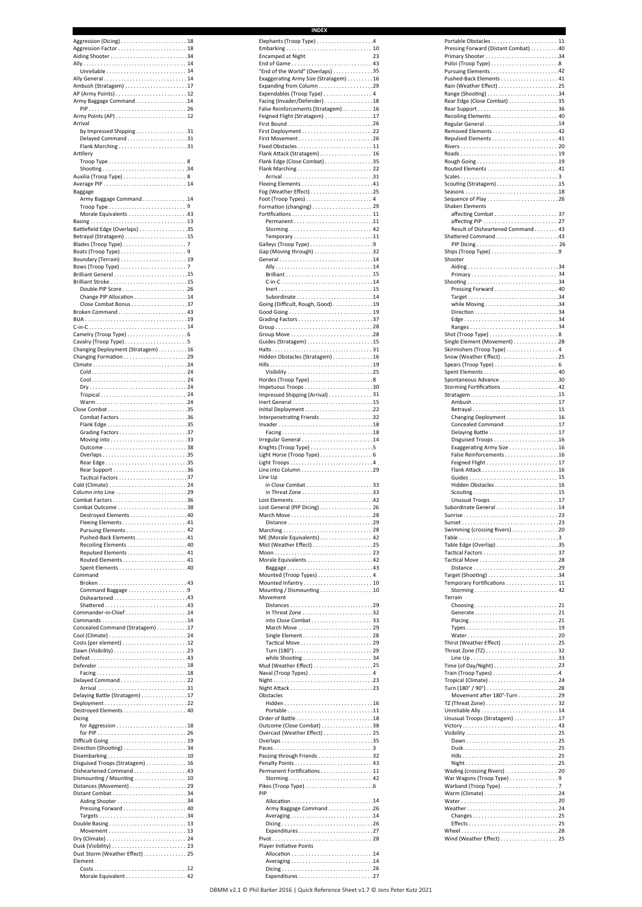# INDEX

Aggression (Dicing) . . . . . . . . . . 18
Aggression Factor . . . . . . . . . . 18
Aiding Shooter . . . . . . . . . . 34
Ally . . . . . . . . . . 14
  Unreliable . . . . . . . . . . 14
Ally General . . . . . . . . . . 14
Ambush (Stratagem) . . . . . . . . . . 17
AP (Army Points) . . . . . . . . . . 12
Army Baggage Command . . . . . . . . . . 14
  PIP . . . . . . . . . . 26
Army Points (AP) . . . . . . . . . . 12
Arrival
  by Impressed Shipping . . . . . . . . . . 31
  Delayed Command . . . . . . . . . . 31
  Flank Marching . . . . . . . . . . 31
Artillery
  Troop Type . . . . . . . . . . 8
  Shooting . . . . . . . . . . 34
Auxilia (Troop Type) . . . . . . . . . . 8
Average PIP . . . . . . . . . . 14
Baggage
  Army Baggage Command . . . . . . . . . . 14
  Troop Type . . . . . . . . . . 9
  Morale Equivalents . . . . . . . . . . 43
Basing . . . . . . . . . . 13
Battlefield Edge (Overlaps) . . . . . . . . . . 35
Betrayal (Stratagem) . . . . . . . . . . 15
Blades (Troop Type) . . . . . . . . . . 7
Boats (Troop Type) . . . . . . . . . . 9
Boundary (Terrain) . . . . . . . . . . 19
Bows (Troop Type) . . . . . . . . . . 7
Brilliant General . . . . . . . . . . 15
Brilliant Stroke . . . . . . . . . . 15
  Double PIP Score . . . . . . . . . . 26
  Change PIP Allocation . . . . . . . . . . 14
  Close Combat Bonus . . . . . . . . . . 37
Broken Command . . . . . . . . . . 43
BUA . . . . . . . . . . 19
C-in-C . . . . . . . . . . 14
Camelry (Troop Type) . . . . . . . . . . 6
Cavalry (Troop Type) . . . . . . . . . . 5
Changing Deployment (Stratagem) . . . . . . . . . . 16
Changing Formation . . . . . . . . . . 29
Climate . . . . . . . . . . 24
  Cold . . . . . . . . . . 24
  Cool . . . . . . . . . . 24
  Dry . . . . . . . . . . 24
  Tropical . . . . . . . . . . 24
  Warm . . . . . . . . . . 24
Close Combat . . . . . . . . . . 35
  Combat Factors . . . . . . . . . . 36
  Flank Edge . . . . . . . . . . 35
  Grading Factors . . . . . . . . . . 37
  Moving into . . . . . . . . . . 33
  Outcome . . . . . . . . . . 38
  Overlaps . . . . . . . . . . 35
  Rear Edge . . . . . . . . . . 35
  Rear Support . . . . . . . . . . 36
  Tactical Factors . . . . . . . . . . 37
Cold (Climate) . . . . . . . . . . 24
Column into Line . . . . . . . . . . 29
Combat Factors . . . . . . . . . . 36
Combat Outcome . . . . . . . . . . 38
  Destroyed Elements . . . . . . . . . . 40
  Fleeing Elements . . . . . . . . . . 41
  Pursuing Elements . . . . . . . . . . 42
  Pushed-Back Elements . . . . . . . . . . 41
  Recoiling Elements . . . . . . . . . . 40
  Repulsed Elements . . . . . . . . . . 41
  Routed Elements . . . . . . . . . . 41
  Spent Elements . . . . . . . . . . 40
Command
  Broken . . . . . . . . . . 43
  Command Baggage . . . . . . . . . . 9
  Disheartened . . . . . . . . . . 43
  Shattered . . . . . . . . . . 43
Commander-in-Chief . . . . . . . . . . 14
Commands . . . . . . . . . . 14
Concealed Command (Stratagem) . . . . . . . . . . 17
Cool (Climate) . . . . . . . . . . 24
Costs (per element) . . . . . . . . . . 12
Dawn (Visibility) . . . . . . . . . . 23
Defeat . . . . . . . . . . 43
Defender . . . . . . . . . . 18
  Facing . . . . . . . . . . 18
Delayed Command . . . . . . . . . . 22
  Arrival . . . . . . . . . . 31
Delaying Battle (Stratagem) . . . . . . . . . . 17
Deployment . . . . . . . . . . 22
Destroyed Elements . . . . . . . . . . 40
Dicing
  for Aggression . . . . . . . . . . 18
  for PIP . . . . . . . . . . 26
Difficult Going . . . . . . . . . . 19
Direction (Shooting) . . . . . . . . . . 34
Disembarking . . . . . . . . . . 10
Disguised Troops (Stratagem) . . . . . . . . . . 16
Disheartened Command . . . . . . . . . . 43
Dismounting / Mounting . . . . . . . . . . 10
Distances (Movement) . . . . . . . . . . 29
Distant Combat . . . . . . . . . . 34
  Aiding Shooter . . . . . . . . . . 34
  Pressing Forward . . . . . . . . . . 40
  Targets . . . . . . . . . . 34
Double Basing . . . . . . . . . . 13
  Movement . . . . . . . . . . 13
Dry (Climate) . . . . . . . . . . 24
Dusk (Visibility) . . . . . . . . . . 23
Dust Storm (Weather Effect) . . . . . . . . . . 25
Element
  Costs . . . . . . . . . . 12
  Morale Equivalent . . . . . . . . . . 42

Elephants (Troop Type) . . . . . . . . . . 4
Embarking . . . . . . . . . . 10
Encamped at Night . . . . . . . . . . 23
End of Game . . . . . . . . . . 43
"End of the World" (Overlaps) . . . . . . . . . . 35
Exaggerating Army Size (Stratagem) . . . . . . . . . . 16
Expanding from Column . . . . . . . . . . 29
Expendables (Troop Type) . . . . . . . . . . 4
Facing (Invader/Defender) . . . . . . . . . . 18
False Reinforcements (Stratagem) . . . . . . . . . . 16
Feigned Flight (Stratagem) . . . . . . . . . . 17
First Bound . . . . . . . . . . 26
First Deployment . . . . . . . . . . 22
First Movement . . . . . . . . . . 26
Fixed Obstacles . . . . . . . . . . 11
Flank Attack (Stratagem) . . . . . . . . . . 16
Flank Edge (Close Combat) . . . . . . . . . . 35
Flank Marching . . . . . . . . . . 22
  Arrival . . . . . . . . . . 31
Fleeing Elements . . . . . . . . . . 41
Fog (Weather Effect) . . . . . . . . . . 25
Foot (Troop Types) . . . . . . . . . . 4
Formation (changing) . . . . . . . . . . 29
Fortifications . . . . . . . . . . 11
  Permanent . . . . . . . . . . 11
  Storming . . . . . . . . . . 42
  Temporary . . . . . . . . . . 11
Galleys (Troop Type) . . . . . . . . . . 9
Gap (Moving through) . . . . . . . . . . 32
General . . . . . . . . . . 14
  Ally . . . . . . . . . . 14
  Brilliant . . . . . . . . . . 15
  C-in-C . . . . . . . . . . 14
  Inert . . . . . . . . . . 15
  Subordinate . . . . . . . . . . 14
Going (Difficult, Rough, Good) . . . . . . . . . . 19
Good Going . . . . . . . . . . 19
Grading Factors . . . . . . . . . . 37
Group . . . . . . . . . . 28
Group Move . . . . . . . . . . 28
Guides (Stratagem) . . . . . . . . . . 15
Halts . . . . . . . . . . 31
Hidden Obstacles (Stratagem) . . . . . . . . . . 16
Hills . . . . . . . . . . 19
  Visibility . . . . . . . . . . 25
Hordes (Troop Type) . . . . . . . . . . 8
Impetuous Troops . . . . . . . . . . 30
Impressed Shipping (Arrival) . . . . . . . . . . 31
Inert General . . . . . . . . . . 15
Initial Deployment . . . . . . . . . . 22
Interpenetrating Friends . . . . . . . . . . 32
Invader . . . . . . . . . . 18
  Facing . . . . . . . . . . 18
Irregular General . . . . . . . . . . 14
Knights (Troop Type) . . . . . . . . . . 5
Light Horse (Troop Type) . . . . . . . . . . 6
Light Troops . . . . . . . . . . 4
Line into Column . . . . . . . . . . 29
Line Up
  in Close Combat . . . . . . . . . . 33
  in Threat Zone . . . . . . . . . . 33
Lost Elements . . . . . . . . . . 42
Lost General (PIP Dicing) . . . . . . . . . . 26
March Move . . . . . . . . . . 28
  Distance . . . . . . . . . . 29
Marching . . . . . . . . . . 28
ME (Morale Equivalents) . . . . . . . . . . 42
Mist (Weather Effect) . . . . . . . . . . 25
Moon . . . . . . . . . . 23
Morale Equivalents . . . . . . . . . . 42
  Baggage . . . . . . . . . . 43
Mounted (Troop Types) . . . . . . . . . . 4
Mounted Infantry . . . . . . . . . . 10
Mounting / Dismounting . . . . . . . . . . 10
Movement
  Distances . . . . . . . . . . 29
  in Threat Zone . . . . . . . . . . 32
  into Close Combat . . . . . . . . . . 33
  March Move . . . . . . . . . . 29
  Single Element . . . . . . . . . . 28
  Tactical Move . . . . . . . . . . 29
  Turn (180°) . . . . . . . . . . 29
  while Shooting . . . . . . . . . . 34
Mud (Weather Effect) . . . . . . . . . . 25
Naval (Troop Types) . . . . . . . . . . 4
Night . . . . . . . . . . 23
Night Attack . . . . . . . . . . 23
Obstacles
  Hidden . . . . . . . . . . 16
  Portable . . . . . . . . . . 11
Order of Battle . . . . . . . . . . 18
Outcome (Close Combat) . . . . . . . . . . 38
Overcast (Weather Effect) . . . . . . . . . . 25
Overlaps . . . . . . . . . . 35
Paces . . . . . . . . . . 3
Passing through Friends . . . . . . . . . . 32
Penalty Points . . . . . . . . . . 43
Permanent Fortifications . . . . . . . . . . 11
  Storming . . . . . . . . . . 42
Pikes (Troop Type) . . . . . . . . . . 6
PIP
  Allocation . . . . . . . . . . 14
  Army Baggage Command . . . . . . . . . . 26
  Averaging . . . . . . . . . . 14
  Dicing . . . . . . . . . . 26
  Expenditures . . . . . . . . . . 27
Pivot . . . . . . . . . . 28
Player Initiative Points
  Allocation . . . . . . . . . . 14
  Averaging . . . . . . . . . . 14
  Dicing . . . . . . . . . . 26
  Expenditures . . . . . . . . . . 27

Portable Obstacles . . . . . . . . . . 11
Pressing Forward (Distant Combat) . . . . . . . . . . 40
Primary Shooter . . . . . . . . . . 34
Psiloi (Troop Type) . . . . . . . . . . 8
Pursuing Elements . . . . . . . . . . 42
Pushed-Back Elements . . . . . . . . . . 41
Rain (Weather Effect) . . . . . . . . . . 25
Range (Shooting) . . . . . . . . . . 34
Rear Edge (Close Combat) . . . . . . . . . . 35
Rear Support . . . . . . . . . . 36
Recoiling Elements . . . . . . . . . . 40
Regular General . . . . . . . . . . 14
Removed Elements . . . . . . . . . . 42
Repulsed Elements . . . . . . . . . . 41
Rivers . . . . . . . . . . 20
Roads . . . . . . . . . . 19
Rough Going . . . . . . . . . . 19
Routed Elements . . . . . . . . . . 41
Scales . . . . . . . . . . 3
Scouting (Stratagem) . . . . . . . . . . 15
Seasons . . . . . . . . . . 18
Sequence of Play . . . . . . . . . . 26
Shaken Elements
  affecting Combat . . . . . . . . . . 37
  affecting PIP . . . . . . . . . . 27
  Result of Disheartened Command . . . . . . . . . . 43
Shattered Command . . . . . . . . . . 43
  PIP Dicing . . . . . . . . . . 26
Ships (Troop Type) . . . . . . . . . . 9
Shooter
  Aiding . . . . . . . . . . 34
  Primary . . . . . . . . . . 34
Shooting . . . . . . . . . . 34
  Pressing Forward . . . . . . . . . . 40
  Target . . . . . . . . . . 34
  while Moving . . . . . . . . . . 34
  Direction . . . . . . . . . . 34
  Edge . . . . . . . . . . 34
  Ranges . . . . . . . . . . 34
Shot (Troop Type) . . . . . . . . . . 8
Single Element (Movement) . . . . . . . . . . 28
Skirmishers (Troop Type) . . . . . . . . . . 4
Snow (Weather Effect) . . . . . . . . . . 25
Spears (Troop Type) . . . . . . . . . . 6
Spent Elements . . . . . . . . . . 40
Spontaneous Advance . . . . . . . . . . 30
Storming Fortifications . . . . . . . . . . 42
Stratagem . . . . . . . . . . 15
  Ambush . . . . . . . . . . 17
  Betrayal . . . . . . . . . . 15
  Changing Deployment . . . . . . . . . . 16
  Concealed Command . . . . . . . . . . 17
  Delaying Battle . . . . . . . . . . 17
  Disguised Troops . . . . . . . . . . 16
  Exaggerating Army Size . . . . . . . . . . 16
  False Reinforcements . . . . . . . . . . 16
  Feigned Flight . . . . . . . . . . 17
  Flank Attack . . . . . . . . . . 16
  Guides . . . . . . . . . . 15
  Hidden Obstacles . . . . . . . . . . 16
  Scouting . . . . . . . . . . 15
  Unusual Troops . . . . . . . . . . 17
Subordinate General . . . . . . . . . . 14
Sunrise . . . . . . . . . . 23
Sunset . . . . . . . . . . 23
Swimming (crossing Rivers) . . . . . . . . . . 20
Table . . . . . . . . . . 3
Table Edge (Overlap) . . . . . . . . . . 35
Tactical Factors . . . . . . . . . . 37
Tactical Move . . . . . . . . . . 28
  Distance . . . . . . . . . . 29
Target (Shooting) . . . . . . . . . . 34
Temporary Fortifications . . . . . . . . . . 11
  Storming . . . . . . . . . . 42
Terrain
  Choosing . . . . . . . . . . 21
  Generate . . . . . . . . . . 21
  Placing . . . . . . . . . . 21
  Types . . . . . . . . . . 19
  Water . . . . . . . . . . 20
Thirst (Weather Effect) . . . . . . . . . . 25
Threat Zone (TZ) . . . . . . . . . . 32
  Line Up . . . . . . . . . . 33
Time (of Day/Night) . . . . . . . . . . 23
Train (Troop Types) . . . . . . . . . . 4
Tropical (Climate) . . . . . . . . . . 24
Turn (180° / 90°) . . . . . . . . . . 28
  Movement after 180°-Turn . . . . . . . . . . 29
TZ (Threat Zone) . . . . . . . . . . 32
Unreliable Ally . . . . . . . . . . 14
Unusual Troops (Stratagem) . . . . . . . . . . 17
Victory . . . . . . . . . . 43
Visibility . . . . . . . . . . 25
  Dawn . . . . . . . . . . 25
  Dusk . . . . . . . . . . 25
  Hills . . . . . . . . . . 25
  Night . . . . . . . . . . 25
Wading (crossing Rivers) . . . . . . . . . . 20
War Wagons (Troop Type) . . . . . . . . . . 9
Warband (Troop Type) . . . . . . . . . . 7
Warm (Climate) . . . . . . . . . . 24
Water . . . . . . . . . . 20
Weather . . . . . . . . . . 24
  Changes . . . . . . . . . . 25
  Effects . . . . . . . . . . 25
Wheel . . . . . . . . . . 28
Wind (Weather Effect) . . . . . . . . . . 25

DBMM v2.1 © Phil Barker 2016 | Quick Reference Sheet v1.7 © Jens Peter Kutz 2021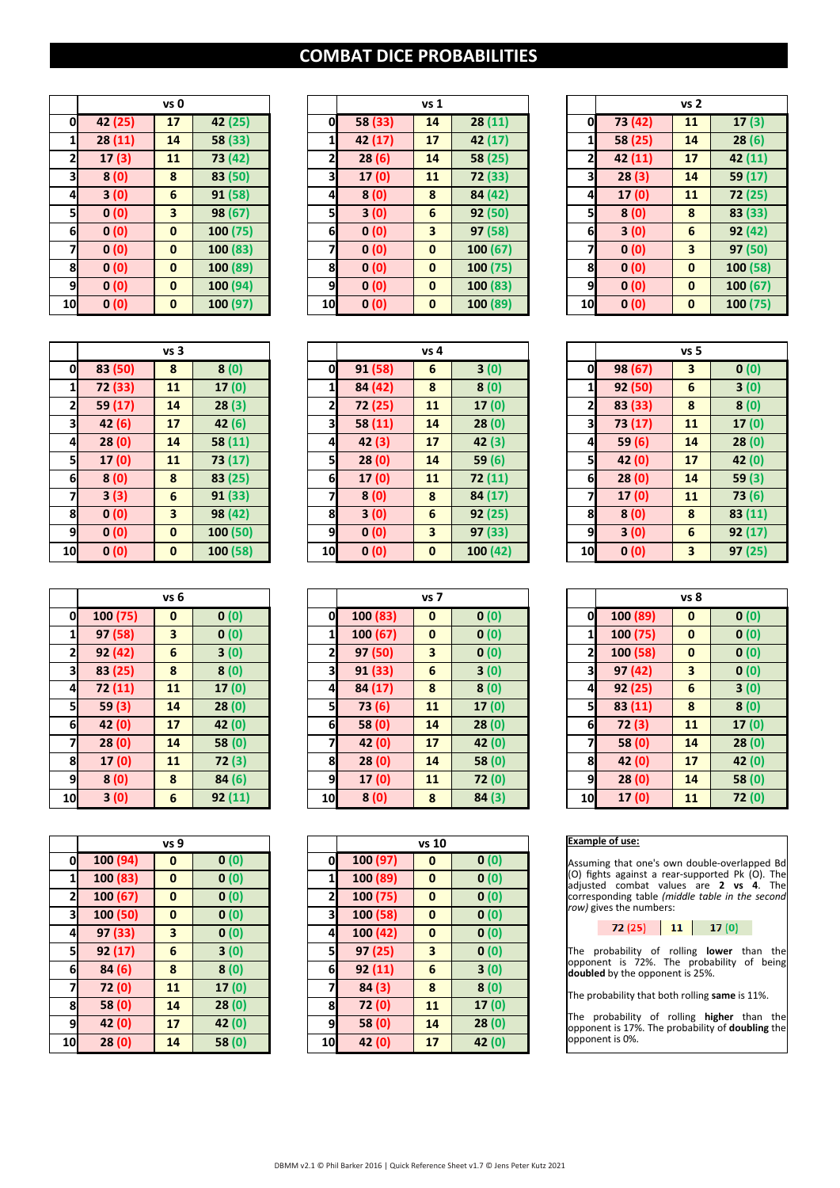# COMBAT DICE PROBABILITIES

| | vs 0 | | |
|---|---|---|---|
| 0 | 42 (25) | 17 | 42 (25) |
| 1 | 28 (11) | 14 | 58 (33) |
| 2 | 17 (3) | 11 | 73 (42) |
| 3 | 8 (0) | 8 | 83 (50) |
| 4 | 3 (0) | 6 | 91 (58) |
| 5 | 0 (0) | 3 | 98 (67) |
| 6 | 0 (0) | 0 | 100 (75) |
| 7 | 0 (0) | 0 | 100 (83) |
| 8 | 0 (0) | 0 | 100 (89) |
| 9 | 0 (0) | 0 | 100 (94) |
| 10 | 0 (0) | 0 | 100 (97) |

| | vs 1 | | |
|---|---|---|---|
| 0 | 58 (33) | 14 | 28 (11) |
| 1 | 42 (17) | 17 | 42 (17) |
| 2 | 28 (6) | 14 | 58 (25) |
| 3 | 17 (0) | 11 | 72 (33) |
| 4 | 8 (0) | 8 | 84 (42) |
| 5 | 3 (0) | 6 | 92 (50) |
| 6 | 0 (0) | 3 | 97 (58) |
| 7 | 0 (0) | 0 | 100 (67) |
| 8 | 0 (0) | 0 | 100 (75) |
| 9 | 0 (0) | 0 | 100 (83) |
| 10 | 0 (0) | 0 | 100 (89) |

| | vs 2 | | |
|---|---|---|---|
| 0 | 73 (42) | 11 | 17 (3) |
| 1 | 58 (25) | 14 | 28 (6) |
| 2 | 42 (11) | 17 | 42 (11) |
| 3 | 28 (3) | 14 | 59 (17) |
| 4 | 17 (0) | 11 | 72 (25) |
| 5 | 8 (0) | 8 | 83 (33) |
| 6 | 3 (0) | 6 | 92 (42) |
| 7 | 0 (0) | 3 | 97 (50) |
| 8 | 0 (0) | 0 | 100 (58) |
| 9 | 0 (0) | 0 | 100 (67) |
| 10 | 0 (0) | 0 | 100 (75) |

| | vs 3 | | |
|---|---|---|---|
| 0 | 83 (50) | 8 | 8 (0) |
| 1 | 72 (33) | 11 | 17 (0) |
| 2 | 59 (17) | 14 | 28 (3) |
| 3 | 42 (6) | 17 | 42 (6) |
| 4 | 28 (0) | 14 | 58 (11) |
| 5 | 17 (0) | 11 | 73 (17) |
| 6 | 8 (0) | 8 | 83 (25) |
| 7 | 3 (3) | 6 | 91 (33) |
| 8 | 0 (0) | 3 | 98 (42) |
| 9 | 0 (0) | 0 | 100 (50) |
| 10 | 0 (0) | 0 | 100 (58) |

| | vs 4 | | |
|---|---|---|---|
| 0 | 91 (58) | 6 | 3 (0) |
| 1 | 84 (42) | 8 | 8 (0) |
| 2 | 72 (25) | 11 | 17 (0) |
| 3 | 58 (11) | 14 | 28 (0) |
| 4 | 42 (3) | 17 | 42 (3) |
| 5 | 28 (0) | 14 | 59 (6) |
| 6 | 17 (0) | 11 | 72 (11) |
| 7 | 8 (0) | 8 | 84 (17) |
| 8 | 3 (0) | 6 | 92 (25) |
| 9 | 0 (0) | 3 | 97 (33) |
| 10 | 0 (0) | 0 | 100 (42) |

| | vs 5 | | |
|---|---|---|---|
| 0 | 98 (67) | 3 | 0 (0) |
| 1 | 92 (50) | 6 | 3 (0) |
| 2 | 83 (33) | 8 | 8 (0) |
| 3 | 73 (17) | 11 | 17 (0) |
| 4 | 59 (6) | 14 | 28 (0) |
| 5 | 42 (0) | 17 | 42 (0) |
| 6 | 28 (0) | 14 | 59 (3) |
| 7 | 17 (0) | 11 | 73 (6) |
| 8 | 8 (0) | 8 | 83 (11) |
| 9 | 3 (0) | 6 | 92 (17) |
| 10 | 0 (0) | 3 | 97 (25) |

| | vs 6 | | |
|---|---|---|---|
| 0 | 100 (75) | 0 | 0 (0) |
| 1 | 97 (58) | 3 | 0 (0) |
| 2 | 92 (42) | 6 | 3 (0) |
| 3 | 83 (25) | 8 | 8 (0) |
| 4 | 72 (11) | 11 | 17 (0) |
| 5 | 59 (3) | 14 | 28 (0) |
| 6 | 42 (0) | 17 | 42 (0) |
| 7 | 28 (0) | 14 | 58 (0) |
| 8 | 17 (0) | 11 | 72 (3) |
| 9 | 8 (0) | 8 | 84 (6) |
| 10 | 3 (0) | 6 | 92 (11) |

| | vs 7 | | |
|---|---|---|---|
| 0 | 100 (83) | 0 | 0 (0) |
| 1 | 100 (67) | 0 | 0 (0) |
| 2 | 97 (50) | 3 | 0 (0) |
| 3 | 91 (33) | 6 | 3 (0) |
| 4 | 84 (17) | 8 | 8 (0) |
| 5 | 73 (6) | 11 | 17 (0) |
| 6 | 58 (0) | 14 | 28 (0) |
| 7 | 42 (0) | 17 | 42 (0) |
| 8 | 28 (0) | 14 | 58 (0) |
| 9 | 17 (0) | 11 | 72 (0) |
| 10 | 8 (0) | 8 | 84 (3) |

| | vs 8 | | |
|---|---|---|---|
| 0 | 100 (89) | 0 | 0 (0) |
| 1 | 100 (75) | 0 | 0 (0) |
| 2 | 100 (58) | 0 | 0 (0) |
| 3 | 97 (42) | 3 | 0 (0) |
| 4 | 92 (25) | 6 | 3 (0) |
| 5 | 83 (11) | 8 | 8 (0) |
| 6 | 72 (3) | 11 | 17 (0) |
| 7 | 58 (0) | 14 | 28 (0) |
| 8 | 42 (0) | 17 | 42 (0) |
| 9 | 28 (0) | 14 | 58 (0) |
| 10 | 17 (0) | 11 | 72 (0) |

| | vs 9 | | |
|---|---|---|---|
| 0 | 100 (94) | 0 | 0 (0) |
| 1 | 100 (83) | 0 | 0 (0) |
| 2 | 100 (67) | 0 | 0 (0) |
| 3 | 100 (50) | 0 | 0 (0) |
| 4 | 97 (33) | 3 | 0 (0) |
| 5 | 92 (17) | 6 | 3 (0) |
| 6 | 84 (6) | 8 | 8 (0) |
| 7 | 72 (0) | 11 | 17 (0) |
| 8 | 58 (0) | 14 | 28 (0) |
| 9 | 42 (0) | 17 | 42 (0) |
| 10 | 28 (0) | 14 | 58 (0) |

| | vs 10 | | |
|---|---|---|---|
| 0 | 100 (97) | 0 | 0 (0) |
| 1 | 100 (89) | 0 | 0 (0) |
| 2 | 100 (75) | 0 | 0 (0) |
| 3 | 100 (58) | 0 | 0 (0) |
| 4 | 100 (42) | 0 | 0 (0) |
| 5 | 97 (25) | 3 | 0 (0) |
| 6 | 92 (11) | 6 | 3 (0) |
| 7 | 84 (3) | 8 | 8 (0) |
| 8 | 72 (0) | 11 | 17 (0) |
| 9 | 58 (0) | 14 | 28 (0) |
| 10 | 42 (0) | 17 | 42 (0) |

**Example of use:**

Assuming that one's own double-overlapped Bd (O) fights against a rear-supported Pk (O). The adjusted combat values are **2 vs 4**. The corresponding table *(middle table in the second row)* gives the numbers:

| 72 (25) | 11 | 17 (0) |
|---|---|---|

The probability of rolling **lower** than the opponent is 72%. The probability of being **doubled** by the opponent is 25%.

The probability that both rolling **same** is 11%.

The probability of rolling **higher** than the opponent is 17%. The probability of **doubling** the opponent is 0%.

DBMM v2.1 © Phil Barker 2016 | Quick Reference Sheet v1.7 © Jens Peter Kutz 2021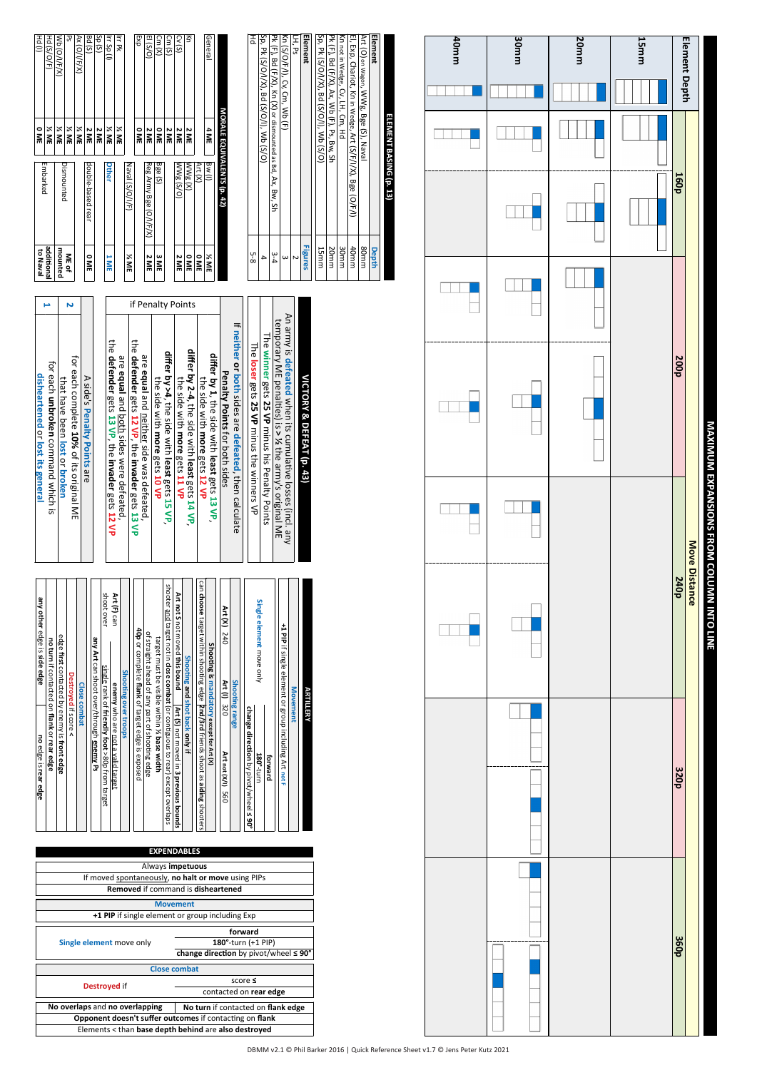## MAXIMUM EXPANSIONS FROM COLUMN INTO LINE

| Element Depth | Move Distance 160p | 200p | 240p | 320p | 360p |
|---|---|---|---|---|---|
| 15mm | | | | | |
| 20mm | | | | | |
| 30mm | | | | | |
| 40mm | | | | | |

## ELEMENT BASING (p. 13)

| Element | Depth |
|---|---|
| Art (O) on Wagon, WWg, Bge (S), Naval | 80mm |
| El, Exp, Chariot, Kn in Wedge, Art (S/F/I/X), Bge (O/F/I) | 40mm |
| Kn not in Wedge, Cv, LH, Cm, Hd | 30mm |
| Pk (F), Bd (F/X), Ax, Wb (F), Ps, Bw, Sh | 20mm |
| Sp, Pk (S/O/I/X), Bd (S/O/I), Wb (S/O) | 15mm |

| Element | Figures |
|---|---|
| LH, Ps | 2 |
| Kn (S/O/F/I), Cv, Cm, Wb (F) | 3 |
| Pk (F), Bd (F/X), Kn (X) or dismounted as Bd, Ax, Bw, Sh | 3-4 |
| Sp, Pk (S/O/I/X), Bd (S/O/I), Wb (S/O) | 4 |
| Hd | 5-8 |

## MORALE EQUIVALENTS (p. 42)

| | | | |
|---|---|---|---|
| General | 4 ME | Bw (I) | ½ ME |
| | | Art (X) | 0 ME |
| Kn | 2 ME | WWg (X) | 0 ME |
| Cv (S) | 2 ME | WWg (S/O) | 2 ME |
| Cm (S) | 2 ME | | |
| Cm (X) | 2 ME | Bge (S) | 3 ME |
| El (S/O) | 2 ME | Reg Army Bge (O/I/F/X) | 2 ME |
| Exp | 0 ME | | |
| | | Naval (S/O/I/F) | ½ ME |
| Irr Pk | ½ ME | | |
| Irr Sp (I) | ½ ME | Other | 1 ME |
| Sp (I) | ½ ME | | |
| Bd (S) | 2 ME | Double-based rear | 0 ME |
| Ax (O/I/F/X) | ½ ME | | |
| Ps | ½ ME | Dismounted | ME of mounted |
| Wb (O/I/F/X) | ½ ME | | |
| Hd (S/O/F) | ½ ME | Embarked | additional to Naval |
| Hd (I) | 0 ME | | |

## VICTORY & DEFEAT (p. 43)

An army is **defeated** when its cumulative losses (incl. any temporary ME penalties) is > ½ the army's original ME

The **winner** gets **25 VP** minus his Penalty Points

The **loser** gets **25 VP** minus the winners VP

If **neither** or **both** sides are **defeated**, then calculate **Penalty Points** for both sides

| | |
|---|---|
| if Penalty Points | **differ by 1**, the side with **least** gets **13 VP**, the side with **more** gets **12 VP** |
| | **differ by 2-4** the side with **least** gets **14 VP**, the side with **more** gets **11 VP** |
| | **differ by >4**, the side with **least** gets **15 VP**, the side with **more** gets **10 VP** |
| | are **equal** and neither side was defeated, the **defender** gets **12 VP**, the **invader** gets **13 VP** |
| | are **equal** and both sides were defeated, the **defender** gets **13 VP**, the **invader** gets **12 VP** |

A side's **Penalty Points** are

| | |
|---|---|
| 2 | for each complete **10%** of its original ME that have been **lost** or **broken** |
| 1 | for each **unbroken** command which is **disheartened** or **lost its general** |

## ARTILLERY

**Movement**

**+1 PIP** if single element or group including Art not F

| | |
|---|---|
| **Single element** move only | forward |
| | 180°-turn |
| | **change direction** by pivot/wheel **≤ 90°** |

**Shooting range**

| Art (X) 240 | Art (I) 320 | Art not (X/I) 560 |
|---|---|---|

**Shooting is mandatory** except for Art (X)

can **choose** target within shooting edge. **2nd/3rd** friends shoot as **aiding** shooters

**Shooting and shot back only if**

| | |
|---|---|
| **Art not S** not moved **this bound** | **Art (S)** not moved in **3 previous bounds** |

shooter **and** target not in **close combat** (or contiguous to rear) except overlaps

target must be visible within ½ **base width** of straight ahead of any part of shooting edge

**40p** or complete **flank** of target edge is exposed

**Shooting over troops**

| | |
|---|---|
| **Art (F)** can shoot over | **enemy** who are not a valid target |
| | single rank of **friendly foot** > 80p from target |

**any Art** can shoot over/through **enemy Ps**

**Close combat**

| | |
|---|---|
| **Destroyed** if score < | edge **first** contacted by enemy is **front edge** |
| | **no turn** if contacted on **flank** or **rear edge** |
| **any other** edge is **side edge** | **no edge** is **rear edge** |

## EXPENDABLES

Always **impetuous**

If moved **spontaneously**, **no halt or move** using PIPs

**Removed** if command is **disheartened**

**Movement**

**+1 PIP** if single element or group including Exp

| | |
|---|---|
| **Single element** move only | forward |
| | 180°-turn (+1 PIP) |
| | **change direction** by pivot/wheel **≤ 90°** |

**Close combat**

| | |
|---|---|
| **Destroyed** if | score ≤ |
| | contacted on **rear edge** |

| | |
|---|---|
| **No overlaps and no overlapping** | **No turn** if contacted on **flank edge** |

**Opponent doesn't suffer outcomes** if contacting on **flank**

Elements < than **base depth behind** are **also destroyed**

DBMM v2.1 © Phil Barker 2016 | Quick Reference Sheet v1.7 © Jens Peter Kutz 2021